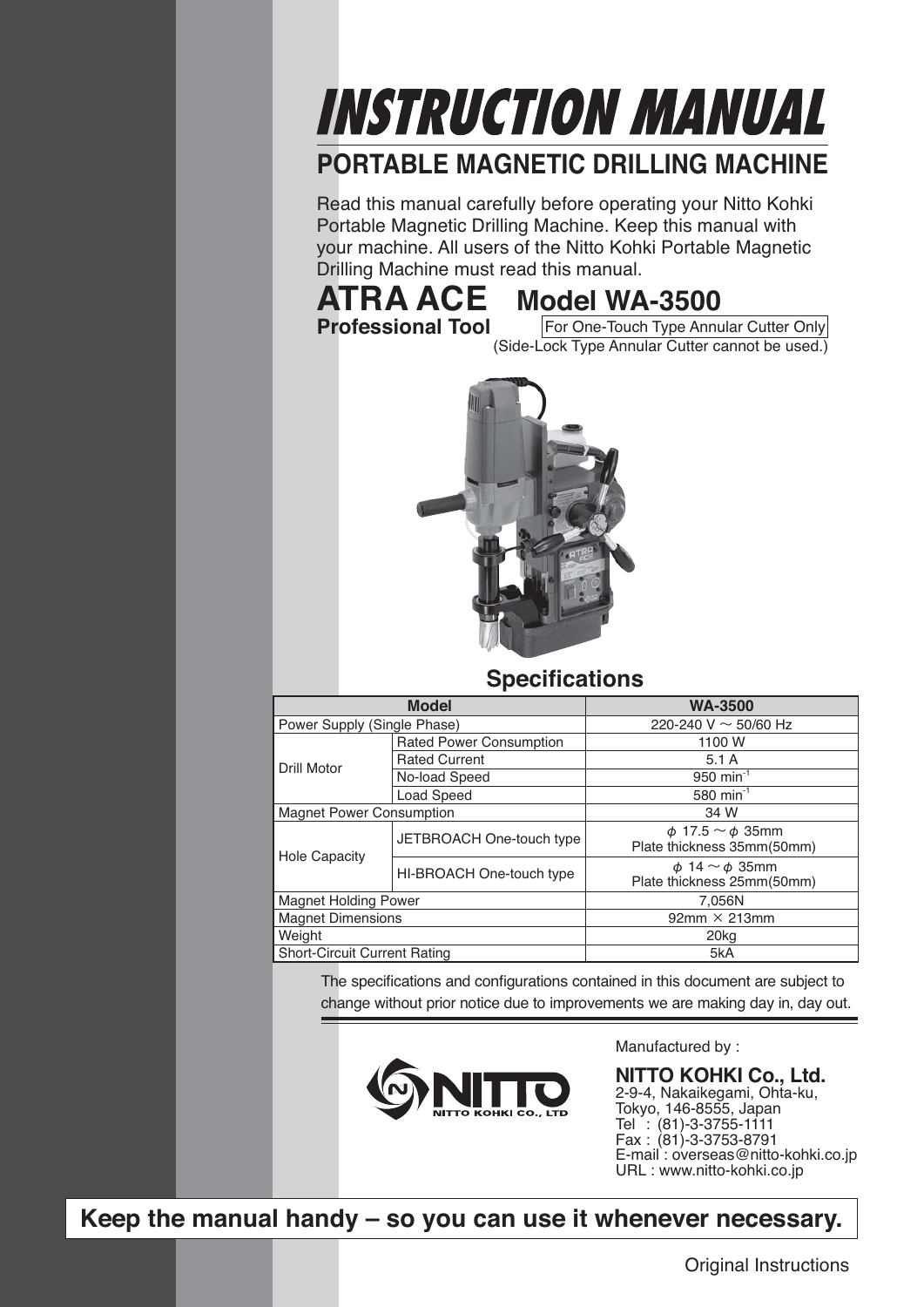# INSTRUCTION MANUAL

## PORTABLE MAGNETIC DRILLING MACHINE

Read this manual carefully before operating your Nitto Kohki Portable Magnetic Drilling Machine. Keep this manual with your machine. All users of the Nitto Kohki Portable Magnetic Drilling Machine must read this manual.

# ATRA ACE Model WA-3500

**Professional Tool**

For One-Touch Type Annular Cutter Only
(Side-Lock Type Annular Cutter cannot be used.)

## Specifications

| Model | | WA-3500 |
|---|---|---|
| Power Supply (Single Phase) | | 220-240 V ~ 50/60 Hz |
| Drill Motor | Rated Power Consumption | 1100 W |
| | Rated Current | 5.1 A |
| | No-load Speed | 950 $min^{-1}$ |
| | Load Speed | 580 $min^{-1}$ |
| Magnet Power Consumption | | 34 W |
| Hole Capacity | JETBROACH One-touch type | $\phi$ 17.5 ~ $\phi$ 35mm Plate thickness 35mm(50mm) |
| | HI-BROACH One-touch type | $\phi$ 14 ~ $\phi$ 35mm Plate thickness 25mm(50mm) |
| Magnet Holding Power | | 7,056N |
| Magnet Dimensions | | 92mm × 213mm |
| Weight | | 20kg |
| Short-Circuit Current Rating | | 5kA |

The specifications and configurations contained in this document are subject to change without prior notice due to improvements we are making day in, day out.

Manufactured by :

**NITTO KOHKI Co., Ltd.**
2-9-4, Nakaikegami, Ohta-ku,
Tokyo, 146-8555, Japan
Tel : (81)-3-3755-1111
Fax : (81)-3-3753-8791
E-mail : overseas@nitto-kohki.co.jp
URL : www.nitto-kohki.co.jp

**Keep the manual handy – so you can use it whenever necessary.**

Original Instructions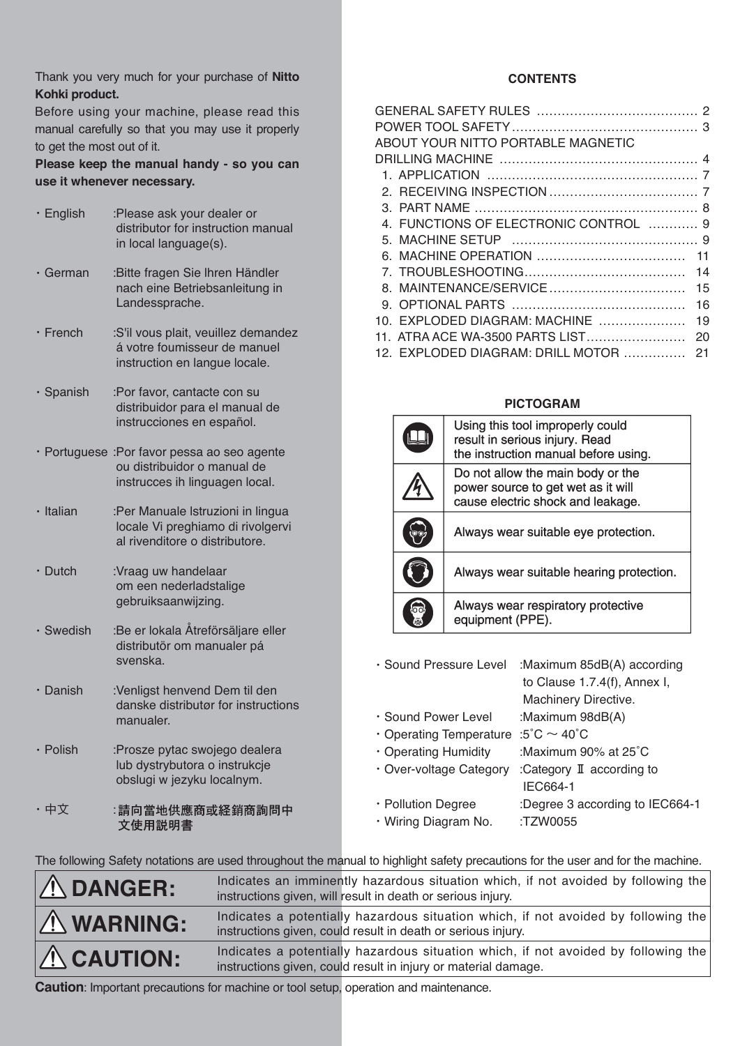Thank you very much for your purchase of **Nitto Kohki product.**

Before using your machine, please read this manual carefully so that you may use it properly to get the most out of it.

**Please keep the manual handy - so you can use it whenever necessary.**

- English :Please ask your dealer or distributor for instruction manual in local language(s).
- German :Bitte fragen Sie Ihren Händler nach eine Betriebsanleitung in Landessprache.
- French :S'il vous plait, veuillez demandez á votre foumisseur de manuel instruction en langue locale.
- Spanish :Por favor, cantacte con su distribuidor para el manual de instrucciones en español.
- Portuguese :Por favor pessa ao seo agente ou distribuidor o manual de instrucces ih linguagen local.
- Italian :Per Manuale Istruzioni in lingua locale Vi preghiamo di rivolgervi al rivenditore o distributore.
- Dutch :Vraag uw handelaar om een nederladstalige gebruiksaanwijzing.
- Swedish :Be er lokala Åtreförsäljare eller distributör om manualer pá svenska.
- Danish :Venligst henvend Dem til den danske distributør for instructions manualer.
- Polish :Prosze pytac swojego dealera lub dystrybutora o instrukcje obslugi w jezyku localnym.
- 中文 :**請向當地供應商或経銷商詢問中文使用説明書**

## CONTENTS

| | |
|---|---|
| GENERAL SAFETY RULES | 2 |
| POWER TOOL SAFETY | 3 |
| ABOUT YOUR NITTO PORTABLE MAGNETIC DRILLING MACHINE | 4 |
| 1. APPLICATION | 7 |
| 2. RECEIVING INSPECTION | 7 |
| 3. PART NAME | 8 |
| 4. FUNCTIONS OF ELECTRONIC CONTROL | 9 |
| 5. MACHINE SETUP | 9 |
| 6. MACHINE OPERATION | 11 |
| 7. TROUBLESHOOTING | 14 |
| 8. MAINTENANCE/SERVICE | 15 |
| 9. OPTIONAL PARTS | 16 |
| 10. EXPLODED DIAGRAM: MACHINE | 19 |
| 11. ATRA ACE WA-3500 PARTS LIST | 20 |
| 12. EXPLODED DIAGRAM: DRILL MOTOR | 21 |

## PICTOGRAM

| | |
|---|---|
| | Using this tool improperly could result in serious injury. Read the instruction manual before using. |
| | Do not allow the main body or the power source to get wet as it will cause electric shock and leakage. |
| | Always wear suitable eye protection. |
| | Always wear suitable hearing protection. |
| | Always wear respiratory protective equipment (PPE). |

- Sound Pressure Level :Maximum 85dB(A) according to Clause 1.7.4(f), Annex I, Machinery Directive.
- Sound Power Level :Maximum 98dB(A)
- Operating Temperature :5˚C ～ 40˚C
- Operating Humidity :Maximum 90% at 25˚C
- Over-voltage Category :Category Ⅱ according to IEC664-1
- Pollution Degree :Degree 3 according to IEC664-1
- Wiring Diagram No. :TZW0055

The following Safety notations are used throughout the manual to highlight safety precautions for the user and for the machine.

| | |
|---|---|
| **⚠ DANGER:** | Indicates an imminently hazardous situation which, if not avoided by following the instructions given, will result in death or serious injury. |
| **⚠ WARNING:** | Indicates a potentially hazardous situation which, if not avoided by following the instructions given, could result in death or serious injury. |
| **⚠ CAUTION:** | Indicates a potentially hazardous situation which, if not avoided by following the instructions given, could result in injury or material damage. |

**Caution**: Important precautions for machine or tool setup, operation and maintenance.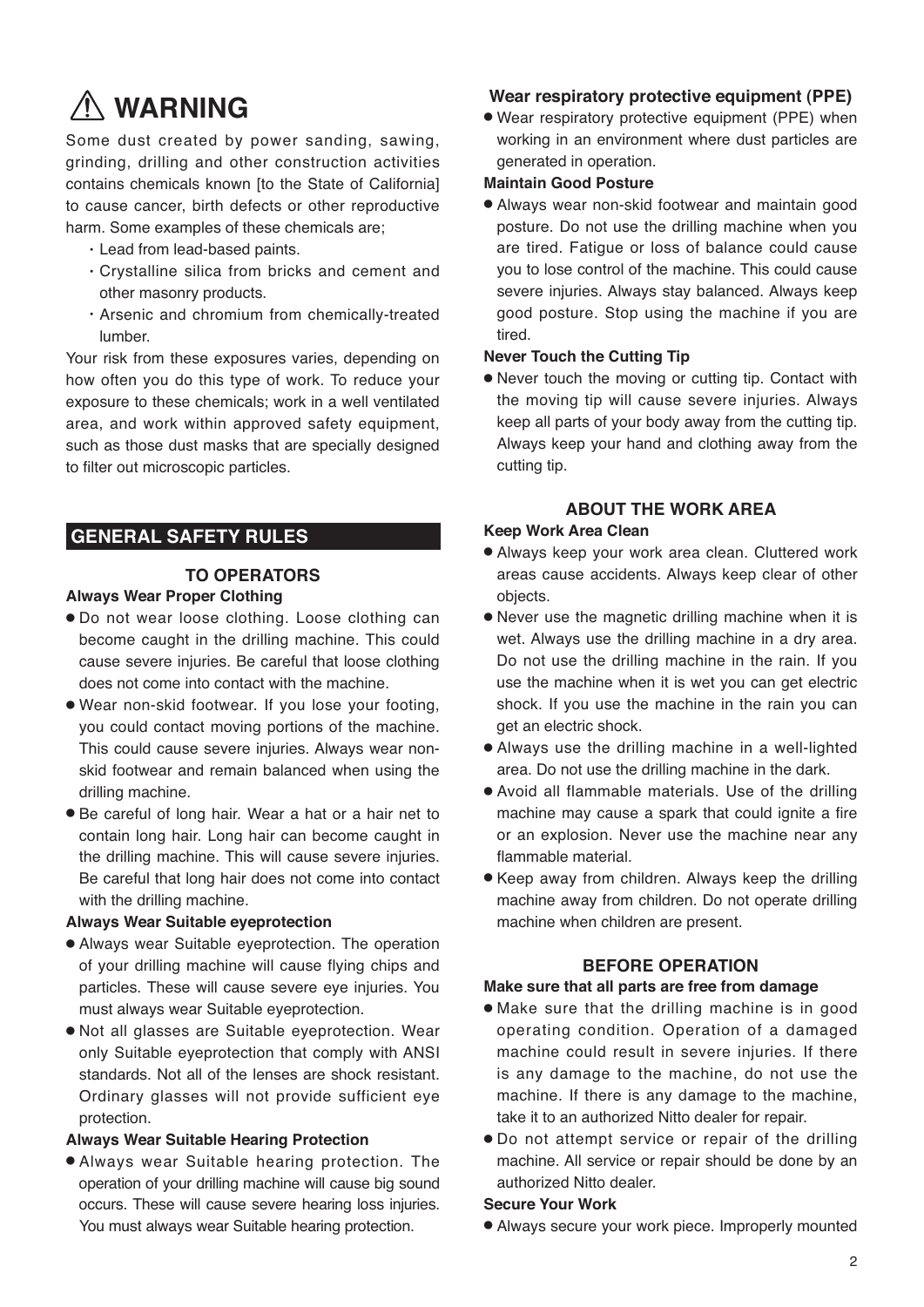# ⚠ WARNING

Some dust created by power sanding, sawing, grinding, drilling and other construction activities contains chemicals known [to the State of California] to cause cancer, birth defects or other reproductive harm. Some examples of these chemicals are;

- Lead from lead-based paints.
- Crystalline silica from bricks and cement and other masonry products.
- Arsenic and chromium from chemically-treated lumber.

Your risk from these exposures varies, depending on how often you do this type of work. To reduce your exposure to these chemicals; work in a well ventilated area, and work within approved safety equipment, such as those dust masks that are specially designed to filter out microscopic particles.

## GENERAL SAFETY RULES

### TO OPERATORS

**Always Wear Proper Clothing**

- Do not wear loose clothing. Loose clothing can become caught in the drilling machine. This could cause severe injuries. Be careful that loose clothing does not come into contact with the machine.
- Wear non-skid footwear. If you lose your footing, you could contact moving portions of the machine. This could cause severe injuries. Always wear non-skid footwear and remain balanced when using the drilling machine.
- Be careful of long hair. Wear a hat or a hair net to contain long hair. Long hair can become caught in the drilling machine. This will cause severe injuries. Be careful that long hair does not come into contact with the drilling machine.

**Always Wear Suitable eyeprotection**

- Always wear Suitable eyeprotection. The operation of your drilling machine will cause flying chips and particles. These will cause severe eye injuries. You must always wear Suitable eyeprotection.
- Not all glasses are Suitable eyeprotection. Wear only Suitable eyeprotection that comply with ANSI standards. Not all of the lenses are shock resistant. Ordinary glasses will not provide sufficient eye protection.

**Always Wear Suitable Hearing Protection**

- Always wear Suitable hearing protection. The operation of your drilling machine will cause big sound occurs. These will cause severe hearing loss injuries. You must always wear Suitable hearing protection.

**Wear respiratory protective equipment (PPE)**

- Wear respiratory protective equipment (PPE) when working in an environment where dust particles are generated in operation.

**Maintain Good Posture**

- Always wear non-skid footwear and maintain good posture. Do not use the drilling machine when you are tired. Fatigue or loss of balance could cause you to lose control of the machine. This could cause severe injuries. Always stay balanced. Always keep good posture. Stop using the machine if you are tired.

**Never Touch the Cutting Tip**

- Never touch the moving or cutting tip. Contact with the moving tip will cause severe injuries. Always keep all parts of your body away from the cutting tip. Always keep your hand and clothing away from the cutting tip.

### ABOUT THE WORK AREA

**Keep Work Area Clean**

- Always keep your work area clean. Cluttered work areas cause accidents. Always keep clear of other objects.
- Never use the magnetic drilling machine when it is wet. Always use the drilling machine in a dry area. Do not use the drilling machine in the rain. If you use the machine when it is wet you can get electric shock. If you use the machine in the rain you can get an electric shock.
- Always use the drilling machine in a well-lighted area. Do not use the drilling machine in the dark.
- Avoid all flammable materials. Use of the drilling machine may cause a spark that could ignite a fire or an explosion. Never use the machine near any flammable material.
- Keep away from children. Always keep the drilling machine away from children. Do not operate drilling machine when children are present.

### BEFORE OPERATION

**Make sure that all parts are free from damage**

- Make sure that the drilling machine is in good operating condition. Operation of a damaged machine could result in severe injuries. If there is any damage to the machine, do not use the machine. If there is any damage to the machine, take it to an authorized Nitto dealer for repair.
- Do not attempt service or repair of the drilling machine. All service or repair should be done by an authorized Nitto dealer.

**Secure Your Work**

- Always secure your work piece. Improperly mounted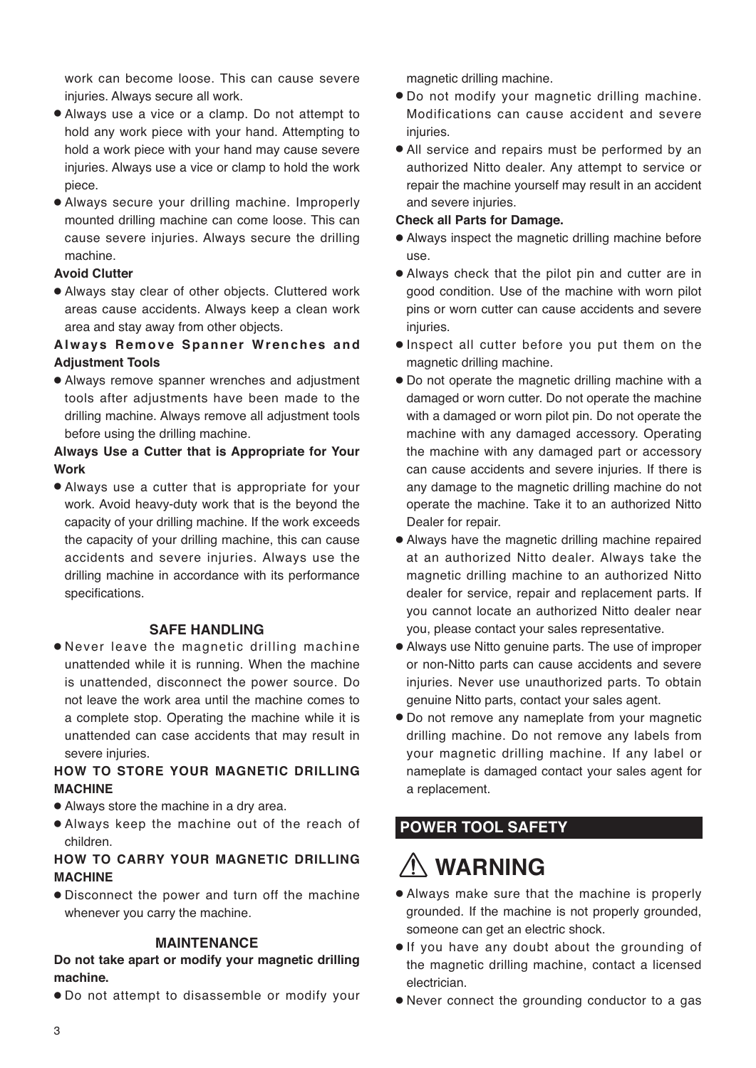work can become loose. This can cause severe injuries. Always secure all work.

- Always use a vice or a clamp. Do not attempt to hold any work piece with your hand. Attempting to hold a work piece with your hand may cause severe injuries. Always use a vice or clamp to hold the work piece.
- Always secure your drilling machine. Improperly mounted drilling machine can come loose. This can cause severe injuries. Always secure the drilling machine.

**Avoid Clutter**

- Always stay clear of other objects. Cluttered work areas cause accidents. Always keep a clean work area and stay away from other objects.

**Always Remove Spanner Wrenches and Adjustment Tools**

- Always remove spanner wrenches and adjustment tools after adjustments have been made to the drilling machine. Always remove all adjustment tools before using the drilling machine.

**Always Use a Cutter that is Appropriate for Your Work**

- Always use a cutter that is appropriate for your work. Avoid heavy-duty work that is the beyond the capacity of your drilling machine. If the work exceeds the capacity of your drilling machine, this can cause accidents and severe injuries. Always use the drilling machine in accordance with its performance specifications.

### SAFE HANDLING

- Never leave the magnetic drilling machine unattended while it is running. When the machine is unattended, disconnect the power source. Do not leave the work area until the machine comes to a complete stop. Operating the machine while it is unattended can case accidents that may result in severe injuries.

**HOW TO STORE YOUR MAGNETIC DRILLING MACHINE**

- Always store the machine in a dry area.
- Always keep the machine out of the reach of children.

**HOW TO CARRY YOUR MAGNETIC DRILLING MACHINE**

- Disconnect the power and turn off the machine whenever you carry the machine.

### MAINTENANCE

**Do not take apart or modify your magnetic drilling machine.**

- Do not attempt to disassemble or modify your magnetic drilling machine.
- Do not modify your magnetic drilling machine. Modifications can cause accident and severe injuries.
- All service and repairs must be performed by an authorized Nitto dealer. Any attempt to service or repair the machine yourself may result in an accident and severe injuries.

**Check all Parts for Damage.**

- Always inspect the magnetic drilling machine before use.
- Always check that the pilot pin and cutter are in good condition. Use of the machine with worn pilot pins or worn cutter can cause accidents and severe injuries.
- Inspect all cutter before you put them on the magnetic drilling machine.
- Do not operate the magnetic drilling machine with a damaged or worn cutter. Do not operate the machine with a damaged or worn pilot pin. Do not operate the machine with any damaged accessory. Operating the machine with any damaged part or accessory can cause accidents and severe injuries. If there is any damage to the magnetic drilling machine do not operate the machine. Take it to an authorized Nitto Dealer for repair.
- Always have the magnetic drilling machine repaired at an authorized Nitto dealer. Always take the magnetic drilling machine to an authorized Nitto dealer for service, repair and replacement parts. If you cannot locate an authorized Nitto dealer near you, please contact your sales representative.
- Always use Nitto genuine parts. The use of improper or non-Nitto parts can cause accidents and severe injuries. Never use unauthorized parts. To obtain genuine Nitto parts, contact your sales agent.
- Do not remove any nameplate from your magnetic drilling machine. Do not remove any labels from your magnetic drilling machine. If any label or nameplate is damaged contact your sales agent for a replacement.

## POWER TOOL SAFETY

## ⚠ WARNING

- Always make sure that the machine is properly grounded. If the machine is not properly grounded, someone can get an electric shock.
- If you have any doubt about the grounding of the magnetic drilling machine, contact a licensed electrician.
- Never connect the grounding conductor to a gas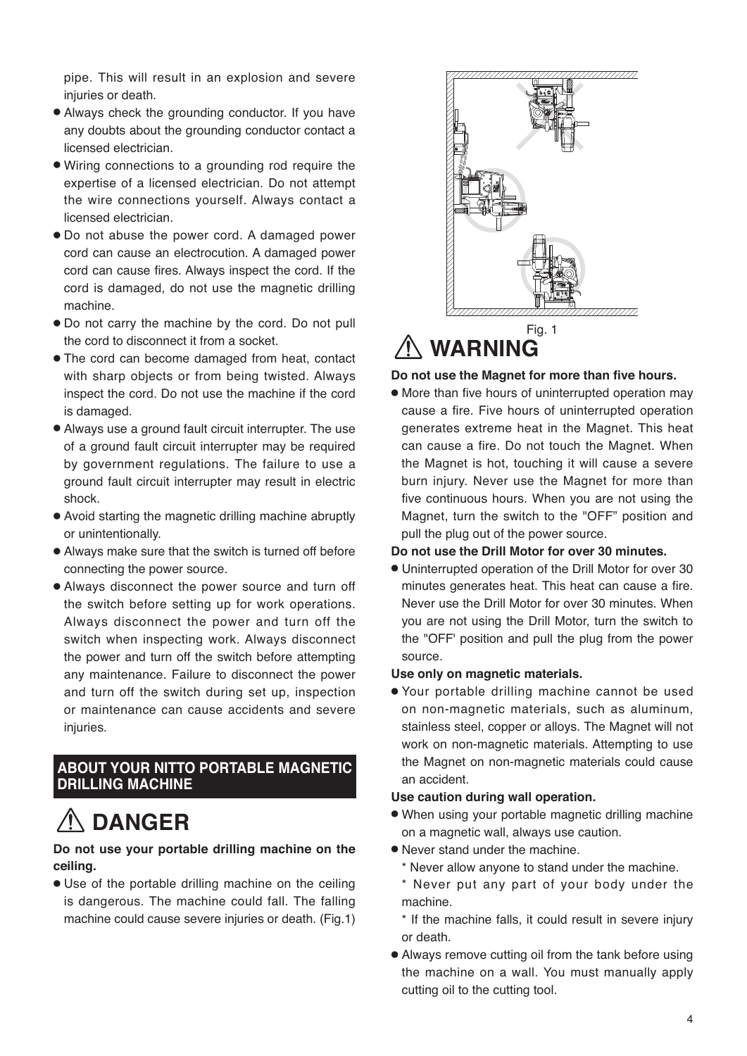pipe. This will result in an explosion and severe injuries or death.

- Always check the grounding conductor. If you have any doubts about the grounding conductor contact a licensed electrician.
- Wiring connections to a grounding rod require the expertise of a licensed electrician. Do not attempt the wire connections yourself. Always contact a licensed electrician.
- Do not abuse the power cord. A damaged power cord can cause an electrocution. A damaged power cord can cause fires. Always inspect the cord. If the cord is damaged, do not use the magnetic drilling machine.
- Do not carry the machine by the cord. Do not pull the cord to disconnect it from a socket.
- The cord can become damaged from heat, contact with sharp objects or from being twisted. Always inspect the cord. Do not use the machine if the cord is damaged.
- Always use a ground fault circuit interrupter. The use of a ground fault circuit interrupter may be required by government regulations. The failure to use a ground fault circuit interrupter may result in electric shock.
- Avoid starting the magnetic drilling machine abruptly or unintentionally.
- Always make sure that the switch is turned off before connecting the power source.
- Always disconnect the power source and turn off the switch before setting up for work operations. Always disconnect the power and turn off the switch when inspecting work. Always disconnect the power and turn off the switch before attempting any maintenance. Failure to disconnect the power and turn off the switch during set up, inspection or maintenance can cause accidents and severe injuries.

## ABOUT YOUR NITTO PORTABLE MAGNETIC DRILLING MACHINE

## ⚠ DANGER

**Do not use your portable drilling machine on the ceiling.**

- Use of the portable drilling machine on the ceiling is dangerous. The machine could fall. The falling machine could cause severe injuries or death. (Fig.1)

Fig. 1

## ⚠ WARNING

**Do not use the Magnet for more than five hours.**

- More than five hours of uninterrupted operation may cause a fire. Five hours of uninterrupted operation generates extreme heat in the Magnet. This heat can cause a fire. Do not touch the Magnet. When the Magnet is hot, touching it will cause a severe burn injury. Never use the Magnet for more than five continuous hours. When you are not using the Magnet, turn the switch to the "OFF" position and pull the plug out of the power source.

**Do not use the Drill Motor for over 30 minutes.**

- Uninterrupted operation of the Drill Motor for over 30 minutes generates heat. This heat can cause a fire. Never use the Drill Motor for over 30 minutes. When you are not using the Drill Motor, turn the switch to the "OFF' position and pull the plug from the power source.

**Use only on magnetic materials.**

- Your portable drilling machine cannot be used on non-magnetic materials, such as aluminum, stainless steel, copper or alloys. The Magnet will not work on non-magnetic materials. Attempting to use the Magnet on non-magnetic materials could cause an accident.

**Use caution during wall operation.**

- When using your portable magnetic drilling machine on a magnetic wall, always use caution.
- Never stand under the machine.
  * Never allow anyone to stand under the machine.
  * Never put any part of your body under the machine.
  * If the machine falls, it could result in severe injury or death.
- Always remove cutting oil from the tank before using the machine on a wall. You must manually apply cutting oil to the cutting tool.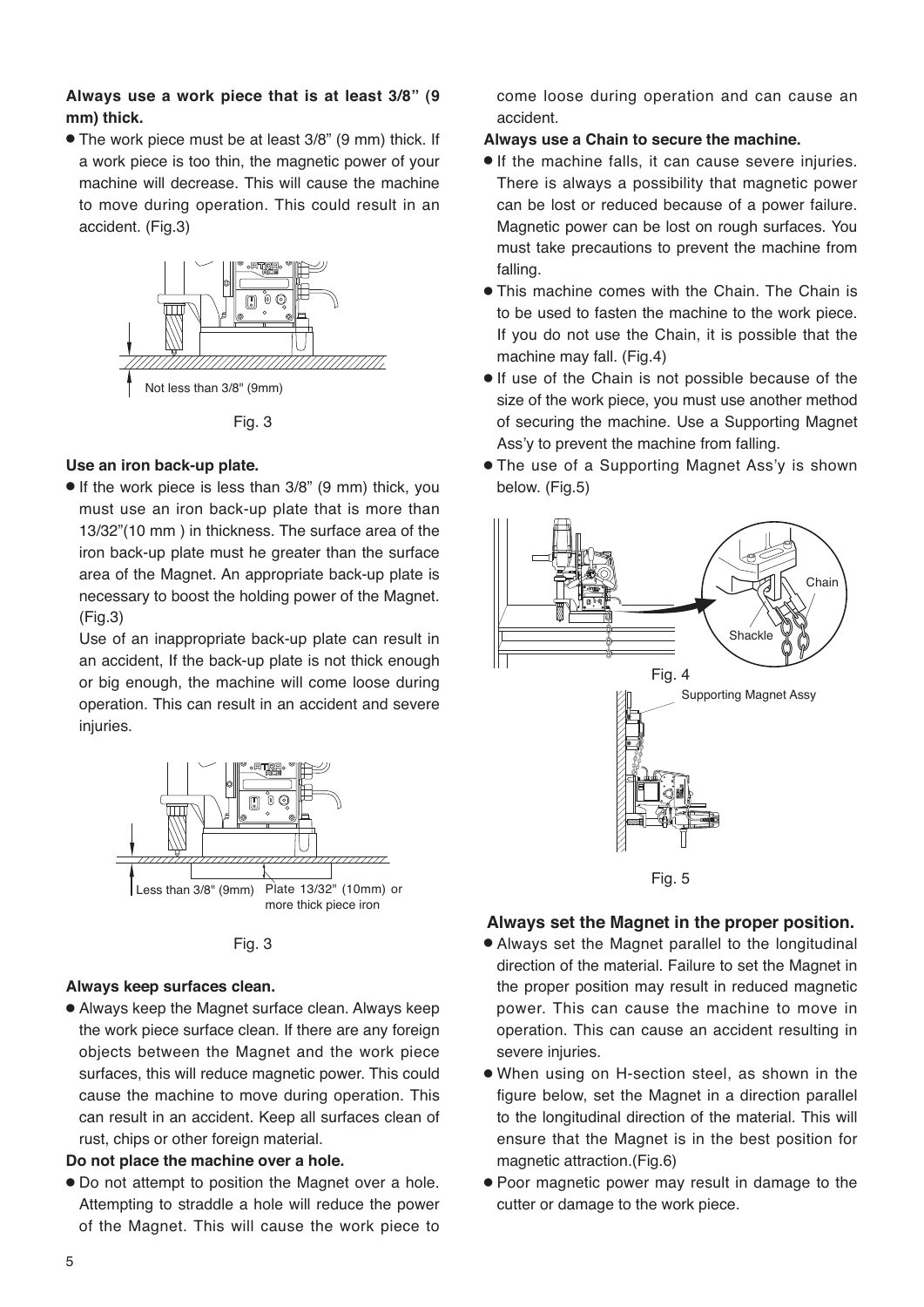**Always use a work piece that is at least 3/8" (9 mm) thick.**

- The work piece must be at least 3/8" (9 mm) thick. If a work piece is too thin, the magnetic power of your machine will decrease. This will cause the machine to move during operation. This could result in an accident. (Fig.3)

Not less than 3/8" (9mm)

Fig. 3

**Use an iron back-up plate.**

- If the work piece is less than 3/8" (9 mm) thick, you must use an iron back-up plate that is more than 13/32"(10 mm ) in thickness. The surface area of the iron back-up plate must he greater than the surface area of the Magnet. An appropriate back-up plate is necessary to boost the holding power of the Magnet. (Fig.3)

  Use of an inappropriate back-up plate can result in an accident, If the back-up plate is not thick enough or big enough, the machine will come loose during operation. This can result in an accident and severe injuries.

Less than 3/8" (9mm)  Plate 13/32" (10mm) or more thick piece iron

Fig. 3

**Always keep surfaces clean.**

- Always keep the Magnet surface clean. Always keep the work piece surface clean. If there are any foreign objects between the Magnet and the work piece surfaces, this will reduce magnetic power. This could cause the machine to move during operation. This can result in an accident. Keep all surfaces clean of rust, chips or other foreign material.

**Do not place the machine over a hole.**

- Do not attempt to position the Magnet over a hole. Attempting to straddle a hole will reduce the power of the Magnet. This will cause the work piece to come loose during operation and can cause an accident.

**Always use a Chain to secure the machine.**

- If the machine falls, it can cause severe injuries. There is always a possibility that magnetic power can be lost or reduced because of a power failure. Magnetic power can be lost on rough surfaces. You must take precautions to prevent the machine from falling.
- This machine comes with the Chain. The Chain is to be used to fasten the machine to the work piece. If you do not use the Chain, it is possible that the machine may fall. (Fig.4)
- If use of the Chain is not possible because of the size of the work piece, you must use another method of securing the machine. Use a Supporting Magnet Ass'y to prevent the machine from falling.
- The use of a Supporting Magnet Ass'y is shown below. (Fig.5)

Chain

Shackle

Fig. 4

Supporting Magnet Assy

Fig. 5

**Always set the Magnet in the proper position.**

- Always set the Magnet parallel to the longitudinal direction of the material. Failure to set the Magnet in the proper position may result in reduced magnetic power. This can cause the machine to move in operation. This can cause an accident resulting in severe injuries.
- When using on H-section steel, as shown in the figure below, set the Magnet in a direction parallel to the longitudinal direction of the material. This will ensure that the Magnet is in the best position for magnetic attraction.(Fig.6)
- Poor magnetic power may result in damage to the cutter or damage to the work piece.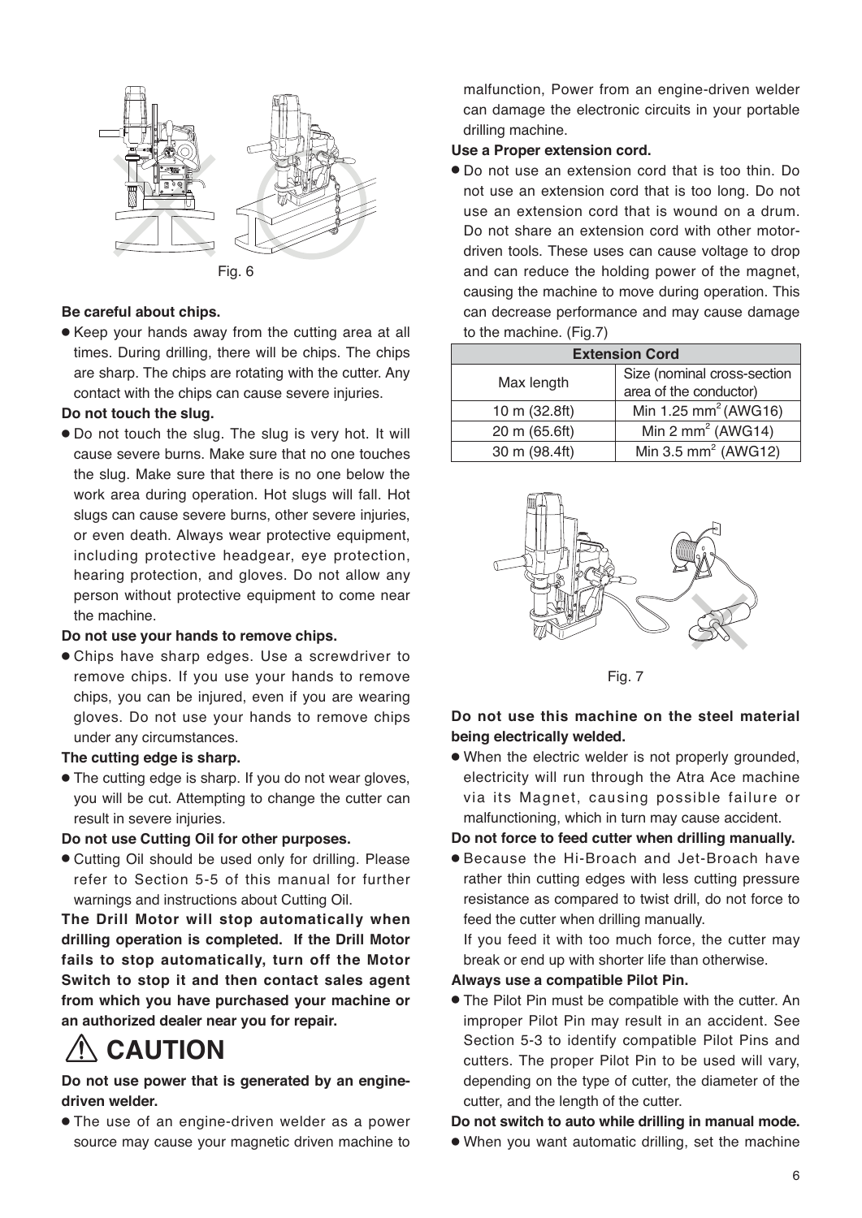Fig. 6

**Be careful about chips.**

- Keep your hands away from the cutting area at all times. During drilling, there will be chips. The chips are sharp. The chips are rotating with the cutter. Any contact with the chips can cause severe injuries.

**Do not touch the slug.**

- Do not touch the slug. The slug is very hot. It will cause severe burns. Make sure that no one touches the slug. Make sure that there is no one below the work area during operation. Hot slugs will fall. Hot slugs can cause severe burns, other severe injuries, or even death. Always wear protective equipment, including protective headgear, eye protection, hearing protection, and gloves. Do not allow any person without protective equipment to come near the machine.

**Do not use your hands to remove chips.**

- Chips have sharp edges. Use a screwdriver to remove chips. If you use your hands to remove chips, you can be injured, even if you are wearing gloves. Do not use your hands to remove chips under any circumstances.

**The cutting edge is sharp.**

- The cutting edge is sharp. If you do not wear gloves, you will be cut. Attempting to change the cutter can result in severe injuries.

**Do not use Cutting Oil for other purposes.**

- Cutting Oil should be used only for drilling. Please refer to Section 5-5 of this manual for further warnings and instructions about Cutting Oil.

**The Drill Motor will stop automatically when drilling operation is completed. If the Drill Motor fails to stop automatically, turn off the Motor Switch to stop it and then contact sales agent from which you have purchased your machine or an authorized dealer near you for repair.**

# ⚠ CAUTION

**Do not use power that is generated by an engine-driven welder.**

- The use of an engine-driven welder as a power source may cause your magnetic driven machine to malfunction, Power from an engine-driven welder can damage the electronic circuits in your portable drilling machine.

**Use a Proper extension cord.**

- Do not use an extension cord that is too thin. Do not use an extension cord that is too long. Do not use an extension cord that is wound on a drum. Do not share an extension cord with other motor-driven tools. These uses can cause voltage to drop and can reduce the holding power of the magnet, causing the machine to move during operation. This can decrease performance and may cause damage to the machine. (Fig.7)

| Extension Cord | |
|---|---|
| Max length | Size (nominal cross-section area of the conductor) |
| 10 m (32.8ft) | Min 1.25 $mm^2$ (AWG16) |
| 20 m (65.6ft) | Min 2 $mm^2$ (AWG14) |
| 30 m (98.4ft) | Min 3.5 $mm^2$ (AWG12) |

Fig. 7

**Do not use this machine on the steel material being electrically welded.**

- When the electric welder is not properly grounded, electricity will run through the Atra Ace machine via its Magnet, causing possible failure or malfunctioning, which in turn may cause accident.

**Do not force to feed cutter when drilling manually.**

- Because the Hi-Broach and Jet-Broach have rather thin cutting edges with less cutting pressure resistance as compared to twist drill, do not force to feed the cutter when drilling manually.
  If you feed it with too much force, the cutter may break or end up with shorter life than otherwise.

**Always use a compatible Pilot Pin.**

- The Pilot Pin must be compatible with the cutter. An improper Pilot Pin may result in an accident. See Section 5-3 to identify compatible Pilot Pins and cutters. The proper Pilot Pin to be used will vary, depending on the type of cutter, the diameter of the cutter, and the length of the cutter.

**Do not switch to auto while drilling in manual mode.**

- When you want automatic drilling, set the machine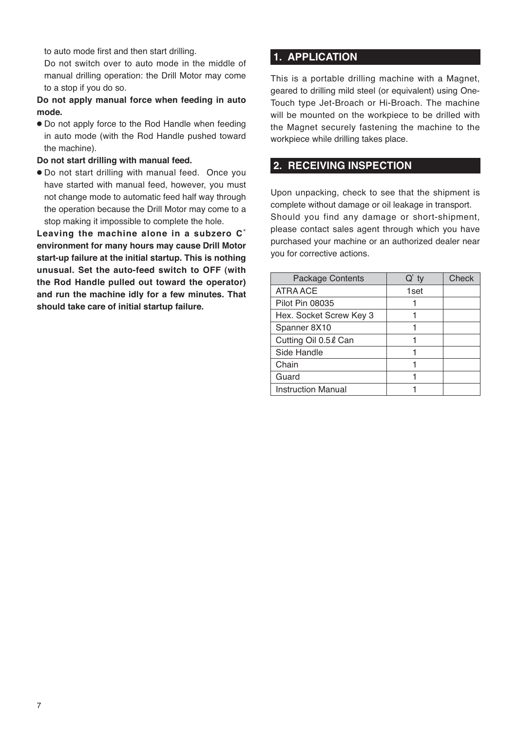to auto mode first and then start drilling.
Do not switch over to auto mode in the middle of manual drilling operation: the Drill Motor may come to a stop if you do so.

**Do not apply manual force when feeding in auto mode.**

- Do not apply force to the Rod Handle when feeding in auto mode (with the Rod Handle pushed toward the machine).

**Do not start drilling with manual feed.**

- Do not start drilling with manual feed. Once you have started with manual feed, however, you must not change mode to automatic feed half way through the operation because the Drill Motor may come to a stop making it impossible to complete the hole.

**Leaving the machine alone in a subzero C˚ environment for many hours may cause Drill Motor start-up failure at the initial startup. This is nothing unusual. Set the auto-feed switch to OFF (with the Rod Handle pulled out toward the operator) and run the machine idly for a few minutes. That should take care of initial startup failure.**

## 1. APPLICATION

This is a portable drilling machine with a Magnet, geared to drilling mild steel (or equivalent) using One-Touch type Jet-Broach or Hi-Broach. The machine will be mounted on the workpiece to be drilled with the Magnet securely fastening the machine to the workpiece while drilling takes place.

## 2. RECEIVING INSPECTION

Upon unpacking, check to see that the shipment is complete without damage or oil leakage in transport.
Should you find any damage or short-shipment, please contact sales agent through which you have purchased your machine or an authorized dealer near you for corrective actions.

| Package Contents | Q' ty | Check |
|---|---|---|
| ATRA ACE | 1set | |
| Pilot Pin 08035 | 1 | |
| Hex. Socket Screw Key 3 | 1 | |
| Spanner 8X10 | 1 | |
| Cutting Oil 0.5ℓ Can | 1 | |
| Side Handle | 1 | |
| Chain | 1 | |
| Guard | 1 | |
| Instruction Manual | 1 | |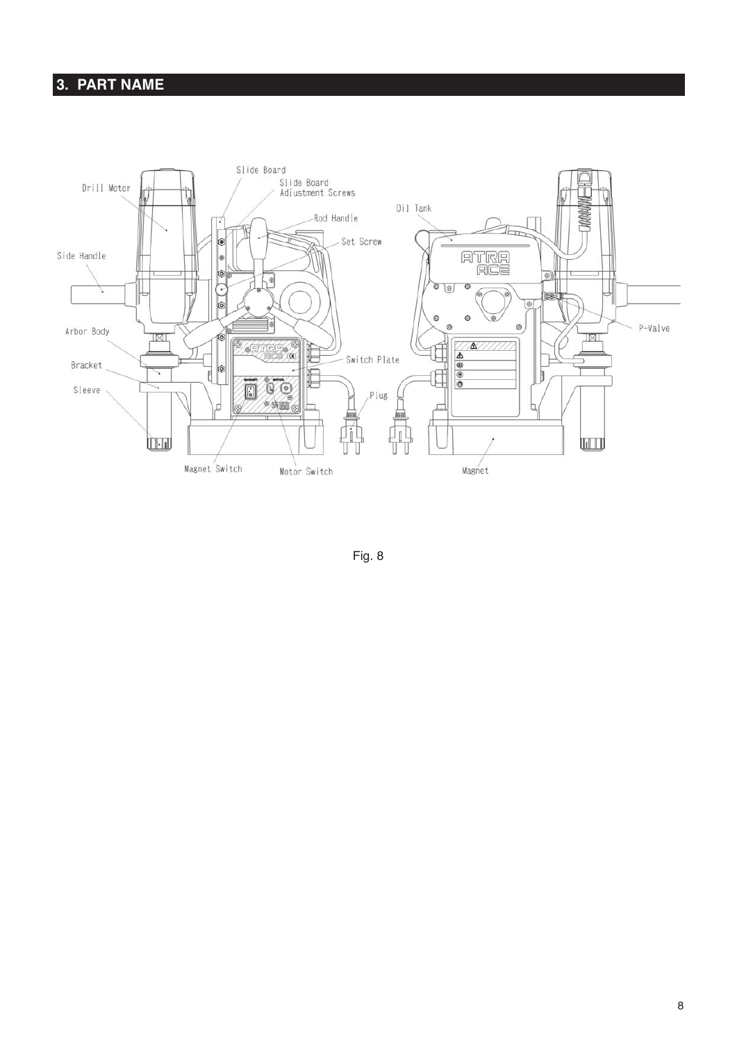## 3. PART NAME

Slide Board

Slide Board Adjustment Screws

Drill Motor

Oil Tank

Rod Handle

Set Screw

Side Handle

P-Valve

Arbor Body

Switch Plate

Bracket

Sleeve

Plug

Magnet Switch

Motor Switch

Magnet

Fig. 8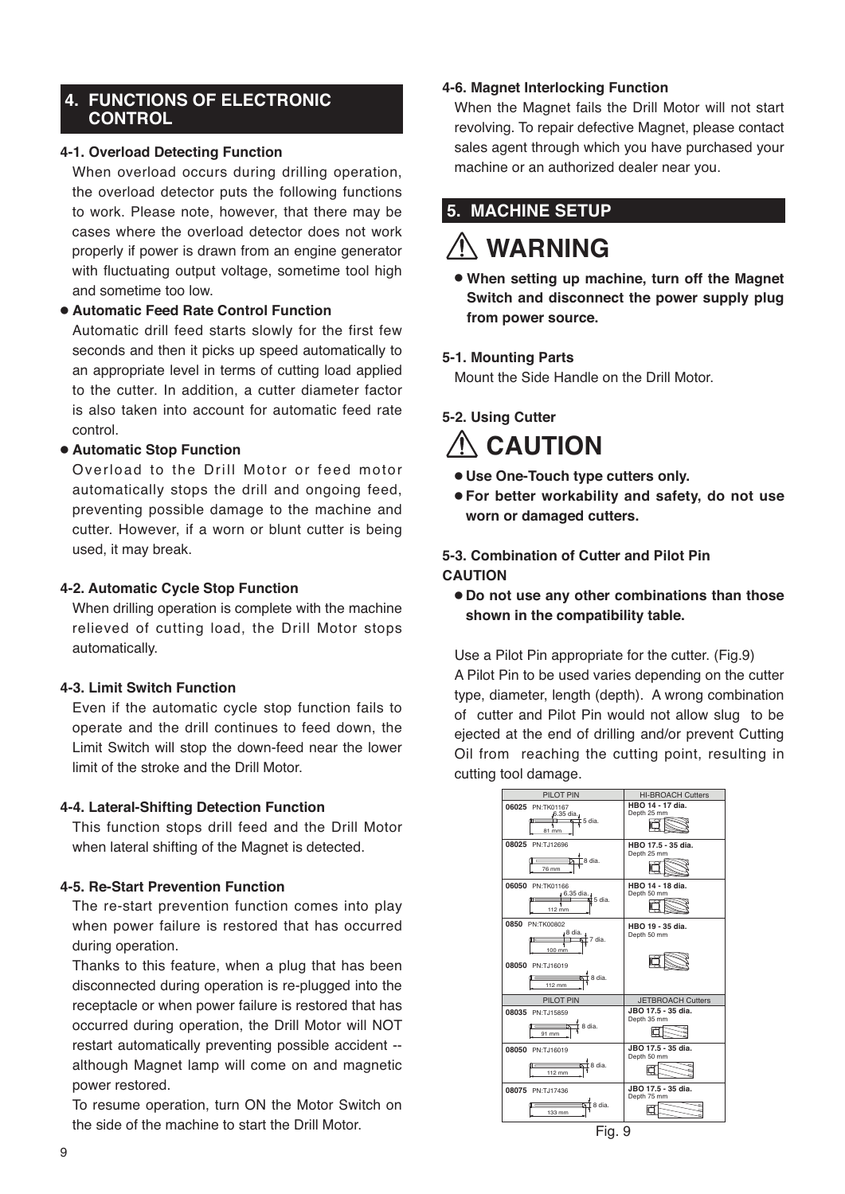## 4. FUNCTIONS OF ELECTRONIC CONTROL

### 4-1. Overload Detecting Function

When overload occurs during drilling operation, the overload detector puts the following functions to work. Please note, however, that there may be cases where the overload detector does not work properly if power is drawn from an engine generator with fluctuating output voltage, sometime tool high and sometime too low.

- **Automatic Feed Rate Control Function**

Automatic drill feed starts slowly for the first few seconds and then it picks up speed automatically to an appropriate level in terms of cutting load applied to the cutter. In addition, a cutter diameter factor is also taken into account for automatic feed rate control.

- **Automatic Stop Function**

Overload to the Drill Motor or feed motor automatically stops the drill and ongoing feed, preventing possible damage to the machine and cutter. However, if a worn or blunt cutter is being used, it may break.

### 4-2. Automatic Cycle Stop Function

When drilling operation is complete with the machine relieved of cutting load, the Drill Motor stops automatically.

### 4-3. Limit Switch Function

Even if the automatic cycle stop function fails to operate and the drill continues to feed down, the Limit Switch will stop the down-feed near the lower limit of the stroke and the Drill Motor.

### 4-4. Lateral-Shifting Detection Function

This function stops drill feed and the Drill Motor when lateral shifting of the Magnet is detected.

### 4-5. Re-Start Prevention Function

The re-start prevention function comes into play when power failure is restored that has occurred during operation.

Thanks to this feature, when a plug that has been disconnected during operation is re-plugged into the receptacle or when power failure is restored that has occurred during operation, the Drill Motor will NOT restart automatically preventing possible accident -- although Magnet lamp will come on and magnetic power restored.

To resume operation, turn ON the Motor Switch on the side of the machine to start the Drill Motor.

### 4-6. Magnet Interlocking Function

When the Magnet fails the Drill Motor will not start revolving. To repair defective Magnet, please contact sales agent through which you have purchased your machine or an authorized dealer near you.

## 5. MACHINE SETUP

# ⚠ WARNING

- **When setting up machine, turn off the Magnet Switch and disconnect the power supply plug from power source.**

### 5-1. Mounting Parts

Mount the Side Handle on the Drill Motor.

### 5-2. Using Cutter

# ⚠ CAUTION

- **Use One-Touch type cutters only.**
- **For better workability and safety, do not use worn or damaged cutters.**

### 5-3. Combination of Cutter and Pilot Pin

**CAUTION**

- **Do not use any other combinations than those shown in the compatibility table.**

Use a Pilot Pin appropriate for the cutter. (Fig.9)

A Pilot Pin to be used varies depending on the cutter type, diameter, length (depth). A wrong combination of cutter and Pilot Pin would not allow slug to be ejected at the end of drilling and/or prevent Cutting Oil from reaching the cutting point, resulting in cutting tool damage.

| PILOT PIN | HI-BROACH Cutters |
|---|---|
| 06025 PN:TK01167 (6.35 dia., 5 dia., 81 mm) | HBO 14 - 17 dia. Depth 25 mm |
| 08025 PN:TJ12696 (8 dia., 76 mm) | HBO 17.5 - 35 dia. Depth 25 mm |
| 06050 PN:TK01166 (6.35 dia., 5 dia., 112 mm) | HBO 14 - 18 dia. Depth 50 mm |
| 0850 PN:TK00802 (8 dia., 7 dia., 100 mm) / 08050 PN:TJ16019 (8 dia., 112 mm) | HBO 19 - 35 dia. Depth 50 mm |
| **PILOT PIN** | **JETBROACH Cutters** |
| 08035 PN:TJ15859 (8 dia., 91 mm) | JBO 17.5 - 35 dia. Depth 35 mm |
| 08050 PN:TJ16019 (8 dia., 112 mm) | JBO 17.5 - 35 dia. Depth 50 mm |
| 08075 PN:TJ17436 (8 dia., 133 mm) | JBO 17.5 - 35 dia. Depth 75 mm |

Fig. 9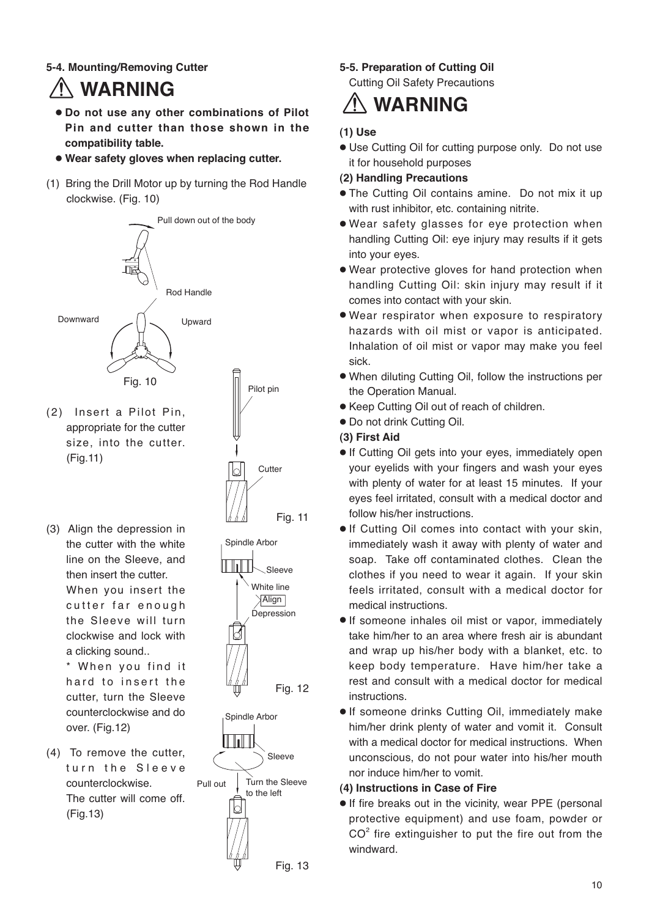### 5-4. Mounting/Removing Cutter

## ⚠ WARNING

- **Do not use any other combinations of Pilot Pin and cutter than those shown in the compatibility table.**
- **Wear safety gloves when replacing cutter.**

(1) Bring the Drill Motor up by turning the Rod Handle clockwise. (Fig. 10)

Pull down out of the body

Rod Handle

Downward

Upward

Fig. 10

(2) Insert a Pilot Pin, appropriate for the cutter size, into the cutter. (Fig.11)

Pilot pin

Cutter

Fig. 11

(3) Align the depression in the cutter with the white line on the Sleeve, and then insert the cutter.
When you insert the cutter far enough the Sleeve will turn clockwise and lock with a clicking sound..
\* When you find it hard to insert the cutter, turn the Sleeve counterclockwise and do over. (Fig.12)

Spindle Arbor

Sleeve

White line

Align

Depression

Fig. 12

(4) To remove the cutter, turn the Sleeve counterclockwise.
The cutter will come off. (Fig.13)

Spindle Arbor

Sleeve

Pull out

Turn the Sleeve to the left

Fig. 13

### 5-5. Preparation of Cutting Oil

Cutting Oil Safety Precautions

## ⚠ WARNING

**(1) Use**

- Use Cutting Oil for cutting purpose only. Do not use it for household purposes

**(2) Handling Precautions**

- The Cutting Oil contains amine. Do not mix it up with rust inhibitor, etc. containing nitrite.
- Wear safety glasses for eye protection when handling Cutting Oil: eye injury may results if it gets into your eyes.
- Wear protective gloves for hand protection when handling Cutting Oil: skin injury may result if it comes into contact with your skin.
- Wear respirator when exposure to respiratory hazards with oil mist or vapor is anticipated. Inhalation of oil mist or vapor may make you feel sick.
- When diluting Cutting Oil, follow the instructions per the Operation Manual.
- Keep Cutting Oil out of reach of children.
- Do not drink Cutting Oil.

**(3) First Aid**

- If Cutting Oil gets into your eyes, immediately open your eyelids with your fingers and wash your eyes with plenty of water for at least 15 minutes. If your eyes feel irritated, consult with a medical doctor and follow his/her instructions.
- If Cutting Oil comes into contact with your skin, immediately wash it away with plenty of water and soap. Take off contaminated clothes. Clean the clothes if you need to wear it again. If your skin feels irritated, consult with a medical doctor for medical instructions.
- If someone inhales oil mist or vapor, immediately take him/her to an area where fresh air is abundant and wrap up his/her body with a blanket, etc. to keep body temperature. Have him/her take a rest and consult with a medical doctor for medical instructions.
- If someone drinks Cutting Oil, immediately make him/her drink plenty of water and vomit it. Consult with a medical doctor for medical instructions. When unconscious, do not pour water into his/her mouth nor induce him/her to vomit.

**(4) Instructions in Case of Fire**

- If fire breaks out in the vicinity, wear PPE (personal protective equipment) and use foam, powder or $CO^2$ fire extinguisher to put the fire out from the windward.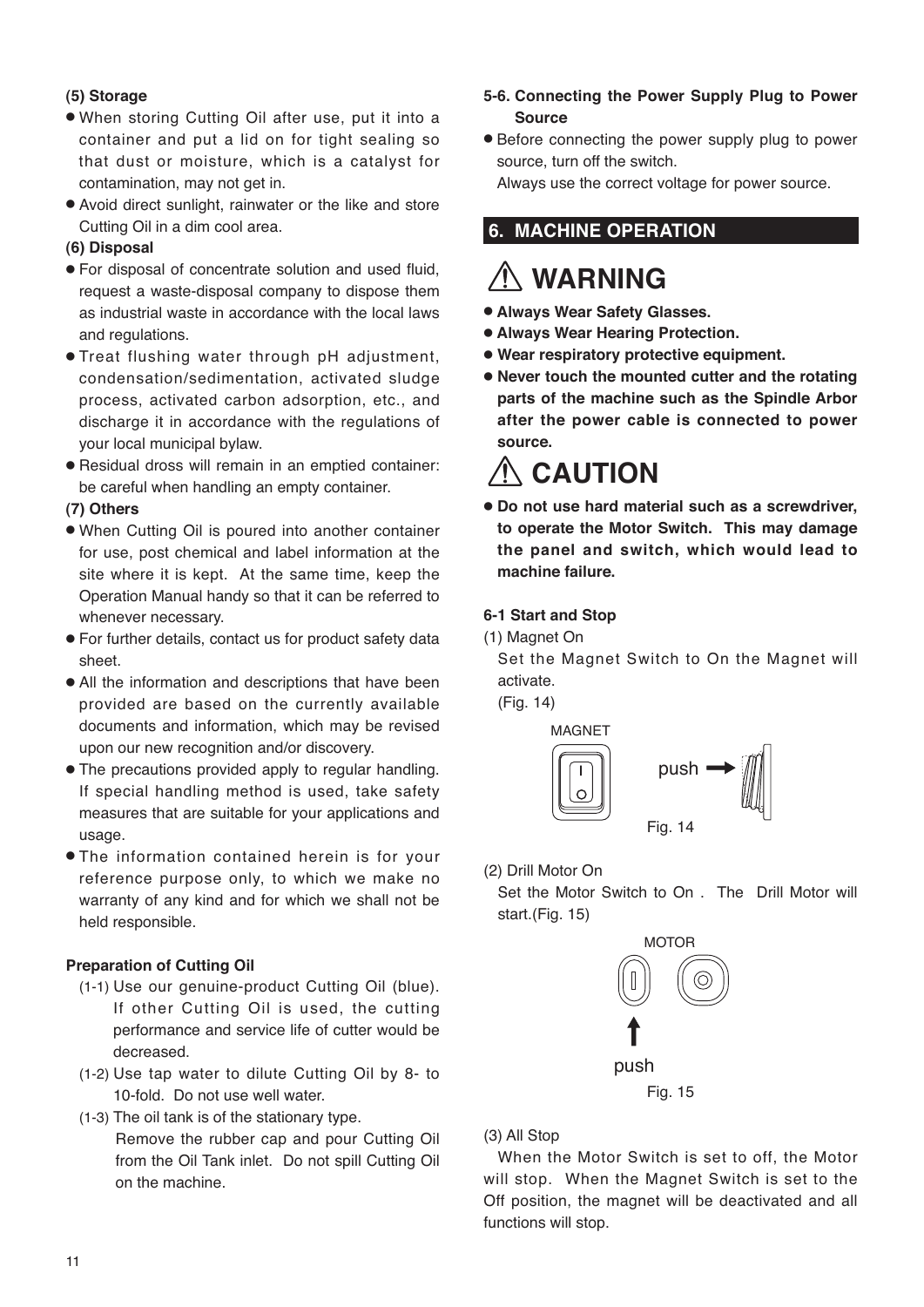**(5) Storage**

- When storing Cutting Oil after use, put it into a container and put a lid on for tight sealing so that dust or moisture, which is a catalyst for contamination, may not get in.
- Avoid direct sunlight, rainwater or the like and store Cutting Oil in a dim cool area.

**(6) Disposal**

- For disposal of concentrate solution and used fluid, request a waste-disposal company to dispose them as industrial waste in accordance with the local laws and regulations.
- Treat flushing water through pH adjustment, condensation/sedimentation, activated sludge process, activated carbon adsorption, etc., and discharge it in accordance with the regulations of your local municipal bylaw.
- Residual dross will remain in an emptied container: be careful when handling an empty container.

**(7) Others**

- When Cutting Oil is poured into another container for use, post chemical and label information at the site where it is kept. At the same time, keep the Operation Manual handy so that it can be referred to whenever necessary.
- For further details, contact us for product safety data sheet.
- All the information and descriptions that have been provided are based on the currently available documents and information, which may be revised upon our new recognition and/or discovery.
- The precautions provided apply to regular handling. If special handling method is used, take safety measures that are suitable for your applications and usage.
- The information contained herein is for your reference purpose only, to which we make no warranty of any kind and for which we shall not be held responsible.

**Preparation of Cutting Oil**

(1-1) Use our genuine-product Cutting Oil (blue). If other Cutting Oil is used, the cutting performance and service life of cutter would be decreased.

(1-2) Use tap water to dilute Cutting Oil by 8- to 10-fold. Do not use well water.

(1-3) The oil tank is of the stationary type. Remove the rubber cap and pour Cutting Oil from the Oil Tank inlet. Do not spill Cutting Oil on the machine.

**5-6. Connecting the Power Supply Plug to Power Source**

- Before connecting the power supply plug to power source, turn off the switch. Always use the correct voltage for power source.

## 6. MACHINE OPERATION

# ⚠ WARNING

- **Always Wear Safety Glasses.**
- **Always Wear Hearing Protection.**
- **Wear respiratory protective equipment.**
- **Never touch the mounted cutter and the rotating parts of the machine such as the Spindle Arbor after the power cable is connected to power source.**

# ⚠ CAUTION

- **Do not use hard material such as a screwdriver, to operate the Motor Switch. This may damage the panel and switch, which would lead to machine failure.**

**6-1 Start and Stop**

(1) Magnet On

Set the Magnet Switch to On the Magnet will activate.
(Fig. 14)

MAGNET

push

Fig. 14

(2) Drill Motor On

Set the Motor Switch to On . The Drill Motor will start.(Fig. 15)

MOTOR

push

Fig. 15

(3) All Stop

When the Motor Switch is set to off, the Motor will stop. When the Magnet Switch is set to the Off position, the magnet will be deactivated and all functions will stop.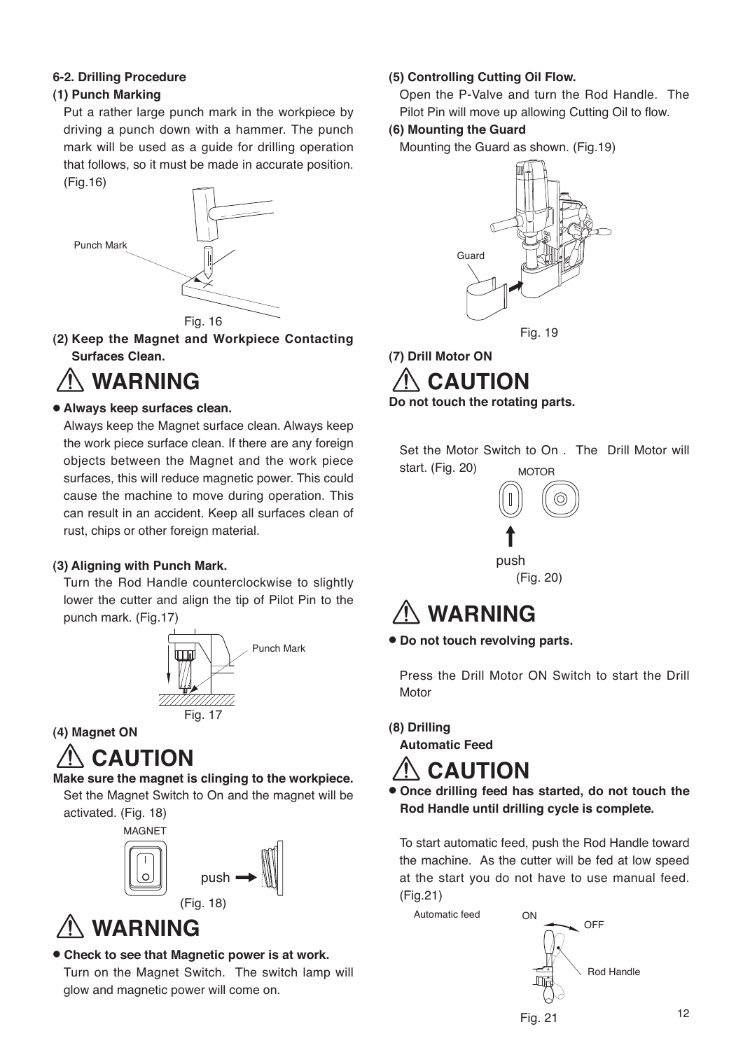### 6-2. Drilling Procedure

**(1) Punch Marking**

Put a rather large punch mark in the workpiece by driving a punch down with a hammer. The punch mark will be used as a guide for drilling operation that follows, so it must be made in accurate position. (Fig.16)

Punch Mark

Fig. 16

**(2) Keep the Magnet and Workpiece Contacting Surfaces Clean.**

## ⚠ WARNING

- **Always keep surfaces clean.**

Always keep the Magnet surface clean. Always keep the work piece surface clean. If there are any foreign objects between the Magnet and the work piece surfaces, this will reduce magnetic power. This could cause the machine to move during operation. This can result in an accident. Keep all surfaces clean of rust, chips or other foreign material.

**(3) Aligning with Punch Mark.**

Turn the Rod Handle counterclockwise to slightly lower the cutter and align the tip of Pilot Pin to the punch mark. (Fig.17)

Punch Mark

Fig. 17

**(4) Magnet ON**

## ⚠ CAUTION

**Make sure the magnet is clinging to the workpiece.**

Set the Magnet Switch to On and the magnet will be activated. (Fig. 18)

MAGNET

push

(Fig. 18)

## ⚠ WARNING

- **Check to see that Magnetic power is at work.**

Turn on the Magnet Switch. The switch lamp will glow and magnetic power will come on.

**(5) Controlling Cutting Oil Flow.**

Open the P-Valve and turn the Rod Handle. The Pilot Pin will move up allowing Cutting Oil to flow.

**(6) Mounting the Guard**

Mounting the Guard as shown. (Fig.19)

Guard

Fig. 19

**(7) Drill Motor ON**

## ⚠ CAUTION

**Do not touch the rotating parts.**

Set the Motor Switch to On . The Drill Motor will start. (Fig. 20)

MOTOR

push

(Fig. 20)

## ⚠ WARNING

- **Do not touch revolving parts.**

Press the Drill Motor ON Switch to start the Drill Motor

**(8) Drilling**

**Automatic Feed**

## ⚠ CAUTION

- **Once drilling feed has started, do not touch the Rod Handle until drilling cycle is complete.**

To start automatic feed, push the Rod Handle toward the machine. As the cutter will be fed at low speed at the start you do not have to use manual feed. (Fig.21)

Automatic feed ON OFF

Rod Handle

Fig. 21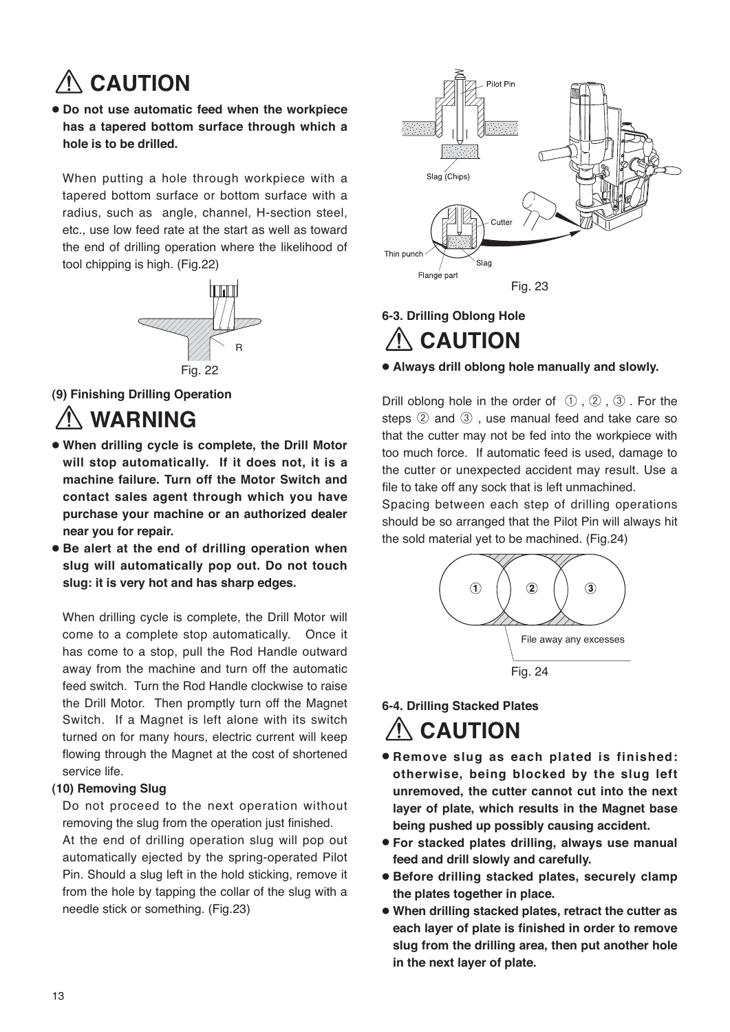## ⚠ CAUTION

- **Do not use automatic feed when the workpiece has a tapered bottom surface through which a hole is to be drilled.**

When putting a hole through workpiece with a tapered bottom surface or bottom surface with a radius, such as angle, channel, H-section steel, etc., use low feed rate at the start as well as toward the end of drilling operation where the likelihood of tool chipping is high. (Fig.22)

Fig. 22

**(9) Finishing Drilling Operation**

## ⚠ WARNING

- **When drilling cycle is complete, the Drill Motor will stop automatically. If it does not, it is a machine failure. Turn off the Motor Switch and contact sales agent through which you have purchase your machine or an authorized dealer near you for repair.**
- **Be alert at the end of drilling operation when slug will automatically pop out. Do not touch slug: it is very hot and has sharp edges.**

When drilling cycle is complete, the Drill Motor will come to a complete stop automatically. Once it has come to a stop, pull the Rod Handle outward away from the machine and turn off the automatic feed switch. Turn the Rod Handle clockwise to raise the Drill Motor. Then promptly turn off the Magnet Switch. If a Magnet is left alone with its switch turned on for many hours, electric current will keep flowing through the Magnet at the cost of shortened service life.

**(10) Removing Slug**

Do not proceed to the next operation without removing the slug from the operation just finished.

At the end of drilling operation slug will pop out automatically ejected by the spring-operated Pilot Pin. Should a slug left in the hold sticking, remove it from the hole by tapping the collar of the slug with a needle stick or something. (Fig.23)

Fig. 23

**6-3. Drilling Oblong Hole**

## ⚠ CAUTION

- **Always drill oblong hole manually and slowly.**

Drill oblong hole in the order of ①, ②, ③. For the steps ② and ③, use manual feed and take care so that the cutter may not be fed into the workpiece with too much force. If automatic feed is used, damage to the cutter or unexpected accident may result. Use a file to take off any sock that is left unmachined.

Spacing between each step of drilling operations should be so arranged that the Pilot Pin will always hit the sold material yet to be machined. (Fig.24)

Fig. 24

**6-4. Drilling Stacked Plates**

## ⚠ CAUTION

- **Remove slug as each plated is finished: otherwise, being blocked by the slug left unremoved, the cutter cannot cut into the next layer of plate, which results in the Magnet base being pushed up possibly causing accident.**
- **For stacked plates drilling, always use manual feed and drill slowly and carefully.**
- **Before drilling stacked plates, securely clamp the plates together in place.**
- **When drilling stacked plates, retract the cutter as each layer of plate is finished in order to remove slug from the drilling area, then put another hole in the next layer of plate.**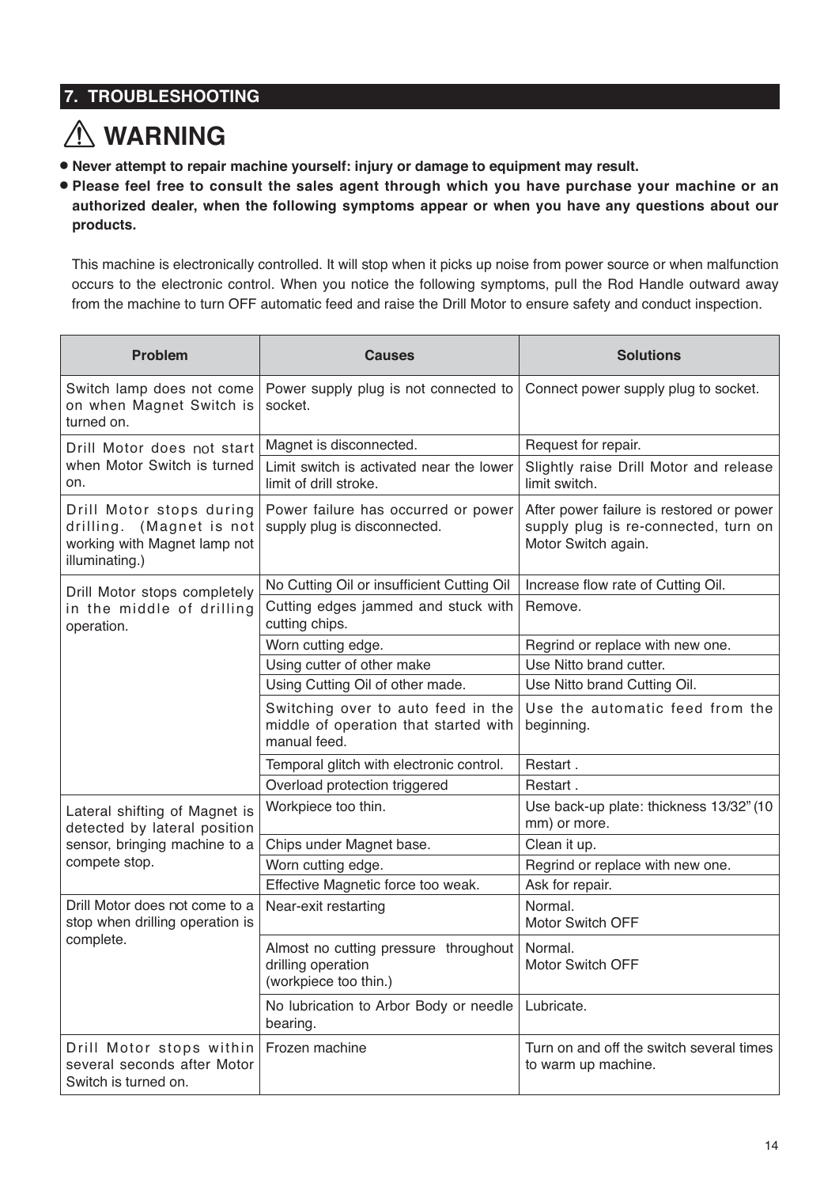## 7. TROUBLESHOOTING

### ⚠ WARNING

- **Never attempt to repair machine yourself: injury or damage to equipment may result.**
- **Please feel free to consult the sales agent through which you have purchase your machine or an authorized dealer, when the following symptoms appear or when you have any questions about our products.**

This machine is electronically controlled. It will stop when it picks up noise from power source or when malfunction occurs to the electronic control. When you notice the following symptoms, pull the Rod Handle outward away from the machine to turn OFF automatic feed and raise the Drill Motor to ensure safety and conduct inspection.

| Problem | Causes | Solutions |
|---|---|---|
| Switch lamp does not come on when Magnet Switch is turned on. | Power supply plug is not connected to socket. | Connect power supply plug to socket. |
| Drill Motor does not start when Motor Switch is turned on. | Magnet is disconnected. | Request for repair. |
| | Limit switch is activated near the lower limit of drill stroke. | Slightly raise Drill Motor and release limit switch. |
| Drill Motor stops during drilling. (Magnet is not working with Magnet lamp not illuminating.) | Power failure has occurred or power supply plug is disconnected. | After power failure is restored or power supply plug is re-connected, turn on Motor Switch again. |
| Drill Motor stops completely in the middle of drilling operation. | No Cutting Oil or insufficient Cutting Oil | Increase flow rate of Cutting Oil. |
| | Cutting edges jammed and stuck with cutting chips. | Remove. |
| | Worn cutting edge. | Regrind or replace with new one. |
| | Using cutter of other make | Use Nitto brand cutter. |
| | Using Cutting Oil of other made. | Use Nitto brand Cutting Oil. |
| | Switching over to auto feed in the middle of operation that started with manual feed. | Use the automatic feed from the beginning. |
| | Temporal glitch with electronic control. | Restart . |
| | Overload protection triggered | Restart . |
| Lateral shifting of Magnet is detected by lateral position sensor, bringing machine to a compete stop. | Workpiece too thin. | Use back-up plate: thickness 13/32" (10 mm) or more. |
| | Chips under Magnet base. | Clean it up. |
| | Worn cutting edge. | Regrind or replace with new one. |
| | Effective Magnetic force too weak. | Ask for repair. |
| Drill Motor does not come to a stop when drilling operation is complete. | Near-exit restarting | Normal.<br>Motor Switch OFF |
| | Almost no cutting pressure throughout drilling operation<br>(workpiece too thin.) | Normal.<br>Motor Switch OFF |
| | No lubrication to Arbor Body or needle bearing. | Lubricate. |
| Drill Motor stops within several seconds after Motor Switch is turned on. | Frozen machine | Turn on and off the switch several times to warm up machine. |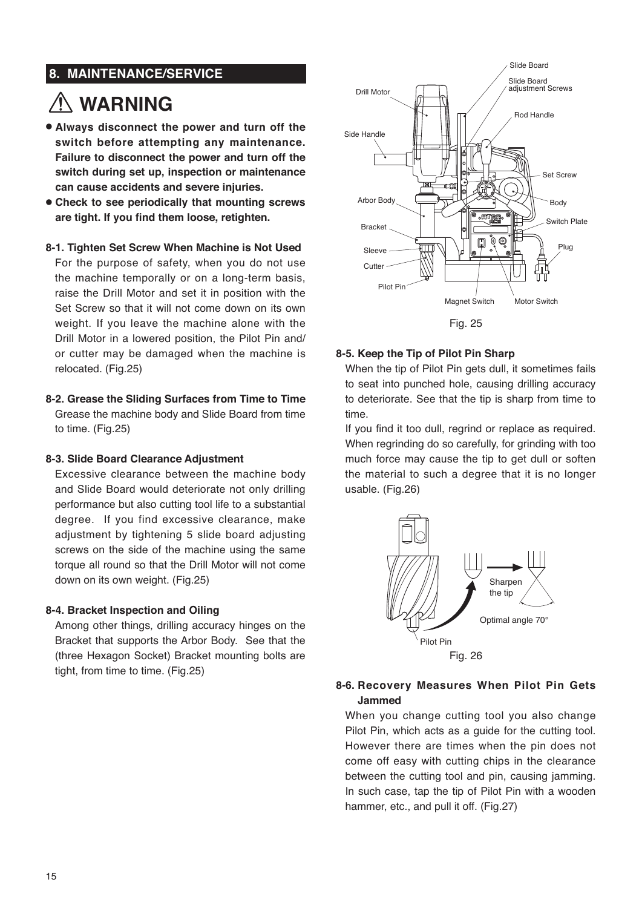## 8. MAINTENANCE/SERVICE

# ⚠ WARNING

- **Always disconnect the power and turn off the switch before attempting any maintenance. Failure to disconnect the power and turn off the switch during set up, inspection or maintenance can cause accidents and severe injuries.**
- **Check to see periodically that mounting screws are tight. If you find them loose, retighten.**

### 8-1. Tighten Set Screw When Machine is Not Used

For the purpose of safety, when you do not use the machine temporally or on a long-term basis, raise the Drill Motor and set it in position with the Set Screw so that it will not come down on its own weight. If you leave the machine alone with the Drill Motor in a lowered position, the Pilot Pin and/or cutter may be damaged when the machine is relocated. (Fig.25)

### 8-2. Grease the Sliding Surfaces from Time to Time

Grease the machine body and Slide Board from time to time. (Fig.25)

### 8-3. Slide Board Clearance Adjustment

Excessive clearance between the machine body and Slide Board would deteriorate not only drilling performance but also cutting tool life to a substantial degree. If you find excessive clearance, make adjustment by tightening 5 slide board adjusting screws on the side of the machine using the same torque all round so that the Drill Motor will not come down on its own weight. (Fig.25)

### 8-4. Bracket Inspection and Oiling

Among other things, drilling accuracy hinges on the Bracket that supports the Arbor Body. See that the (three Hexagon Socket) Bracket mounting bolts are tight, from time to time. (Fig.25)

Slide Board, Slide Board adjustment Screws, Drill Motor, Rod Handle, Side Handle, Set Screw, Arbor Body, Body, Switch Plate, Bracket, Plug, Sleeve, Cutter, Pilot Pin, Magnet Switch, Motor Switch

Fig. 25

### 8-5. Keep the Tip of Pilot Pin Sharp

When the tip of Pilot Pin gets dull, it sometimes fails to seat into punched hole, causing drilling accuracy to deteriorate. See that the tip is sharp from time to time.

If you find it too dull, regrind or replace as required. When regrinding do so carefully, for grinding with too much force may cause the tip to get dull or soften the material to such a degree that it is no longer usable. (Fig.26)

Sharpen the tip, Optimal angle 70°, Pilot Pin

Fig. 26

### 8-6. Recovery Measures When Pilot Pin Gets Jammed

When you change cutting tool you also change Pilot Pin, which acts as a guide for the cutting tool. However there are times when the pin does not come off easy with cutting chips in the clearance between the cutting tool and pin, causing jamming. In such case, tap the tip of Pilot Pin with a wooden hammer, etc., and pull it off. (Fig.27)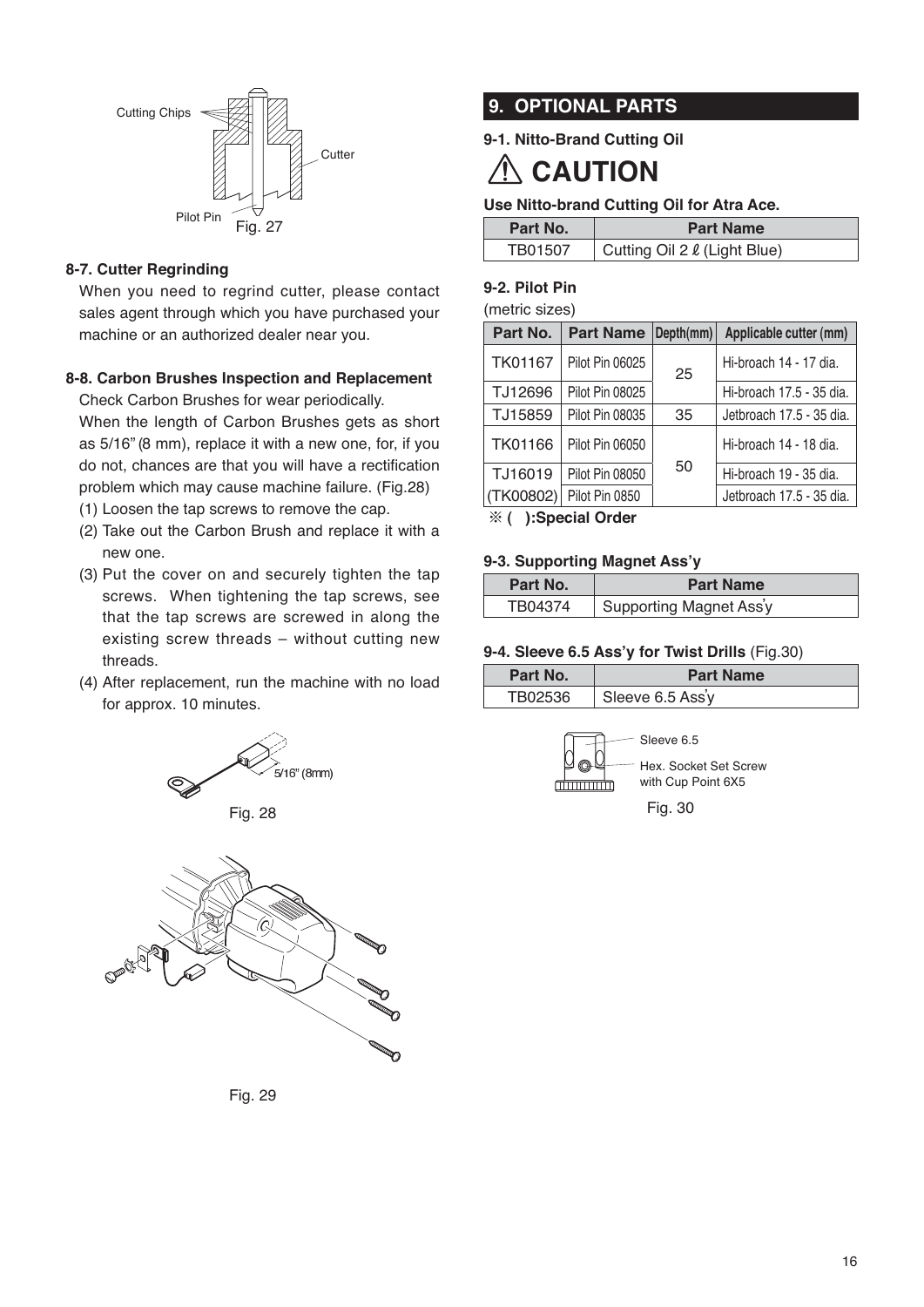Fig. 27

### 8-7. Cutter Regrinding

When you need to regrind cutter, please contact sales agent through which you have purchased your machine or an authorized dealer near you.

### 8-8. Carbon Brushes Inspection and Replacement

Check Carbon Brushes for wear periodically.

When the length of Carbon Brushes gets as short as 5/16" (8 mm), replace it with a new one, for, if you do not, chances are that you will have a rectification problem which may cause machine failure. (Fig.28)

(1) Loosen the tap screws to remove the cap.
(2) Take out the Carbon Brush and replace it with a new one.
(3) Put the cover on and securely tighten the tap screws. When tightening the tap screws, see that the tap screws are screwed in along the existing screw threads – without cutting new threads.
(4) After replacement, run the machine with no load for approx. 10 minutes.

Fig. 28

Fig. 29

## 9. OPTIONAL PARTS

### 9-1. Nitto-Brand Cutting Oil

**⚠ CAUTION**

**Use Nitto-brand Cutting Oil for Atra Ace.**

| Part No. | Part Name |
|---|---|
| TB01507 | Cutting Oil 2 ℓ (Light Blue) |

### 9-2. Pilot Pin

(metric sizes)

| Part No. | Part Name | Depth(mm) | Applicable cutter (mm) |
|---|---|---|---|
| TK01167 | Pilot Pin 06025 | 25 | Hi-broach 14 - 17 dia. |
| TJ12696 | Pilot Pin 08025 | 25 | Hi-broach 17.5 - 35 dia. |
| TJ15859 | Pilot Pin 08035 | 35 | Jetbroach 17.5 - 35 dia. |
| TK01166 | Pilot Pin 06050 | 50 | Hi-broach 14 - 18 dia. |
| TJ16019 | Pilot Pin 08050 | 50 | Hi-broach 19 - 35 dia. |
| (TK00802) | Pilot Pin 0850 | 50 | Jetbroach 17.5 - 35 dia. |

**※ ( ):Special Order**

### 9-3. Supporting Magnet Ass'y

| Part No. | Part Name |
|---|---|
| TB04374 | Supporting Magnet Ass'y |

### 9-4. Sleeve 6.5 Ass'y for Twist Drills (Fig.30)

| Part No. | Part Name |
|---|---|
| TB02536 | Sleeve 6.5 Ass'y |

Fig. 30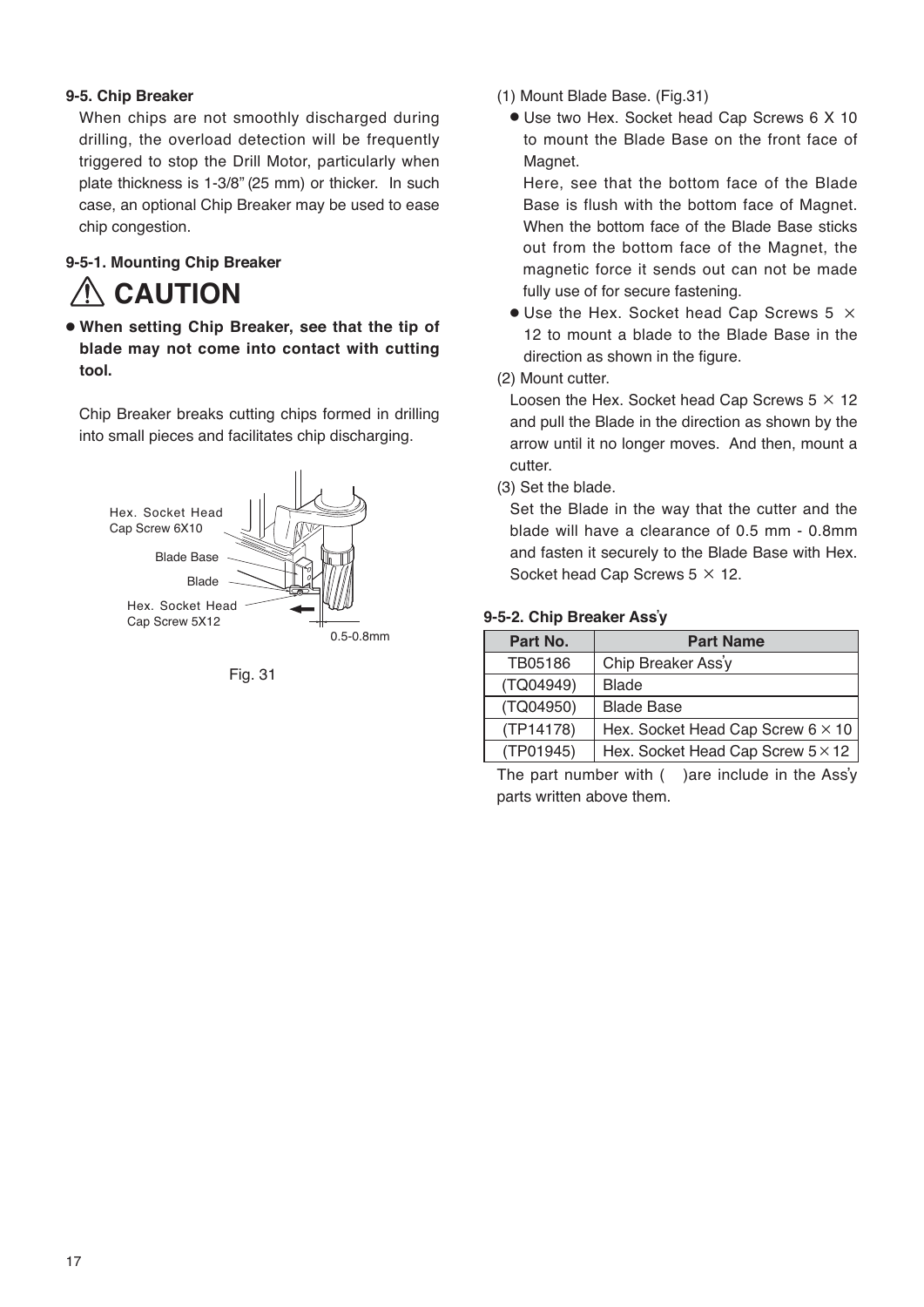### 9-5. Chip Breaker

When chips are not smoothly discharged during drilling, the overload detection will be frequently triggered to stop the Drill Motor, particularly when plate thickness is 1-3/8" (25 mm) or thicker. In such case, an optional Chip Breaker may be used to ease chip congestion.

### 9-5-1. Mounting Chip Breaker

## ⚠ CAUTION

- **When setting Chip Breaker, see that the tip of blade may not come into contact with cutting tool.**

Chip Breaker breaks cutting chips formed in drilling into small pieces and facilitates chip discharging.

Hex. Socket Head Cap Screw 6X10

Blade Base

Blade

Hex. Socket Head Cap Screw 5X12

0.5-0.8mm

Fig. 31

(1) Mount Blade Base. (Fig.31)

- Use two Hex. Socket head Cap Screws 6 X 10 to mount the Blade Base on the front face of Magnet.

  Here, see that the bottom face of the Blade Base is flush with the bottom face of Magnet. When the bottom face of the Blade Base sticks out from the bottom face of the Magnet, the magnetic force it sends out can not be made fully use of for secure fastening.
- Use the Hex. Socket head Cap Screws 5 × 12 to mount a blade to the Blade Base in the direction as shown in the figure.

(2) Mount cutter.

Loosen the Hex. Socket head Cap Screws 5 × 12 and pull the Blade in the direction as shown by the arrow until it no longer moves. And then, mount a cutter.

(3) Set the blade.

Set the Blade in the way that the cutter and the blade will have a clearance of 0.5 mm - 0.8mm and fasten it securely to the Blade Base with Hex. Socket head Cap Screws 5 × 12.

### 9-5-2. Chip Breaker Ass'y

| Part No. | Part Name |
|---|---|
| TB05186 | Chip Breaker Ass'y |
| (TQ04949) | Blade |
| (TQ04950) | Blade Base |
| (TP14178) | Hex. Socket Head Cap Screw 6 × 10 |
| (TP01945) | Hex. Socket Head Cap Screw 5 × 12 |

The part number with (  )are include in the Ass'y parts written above them.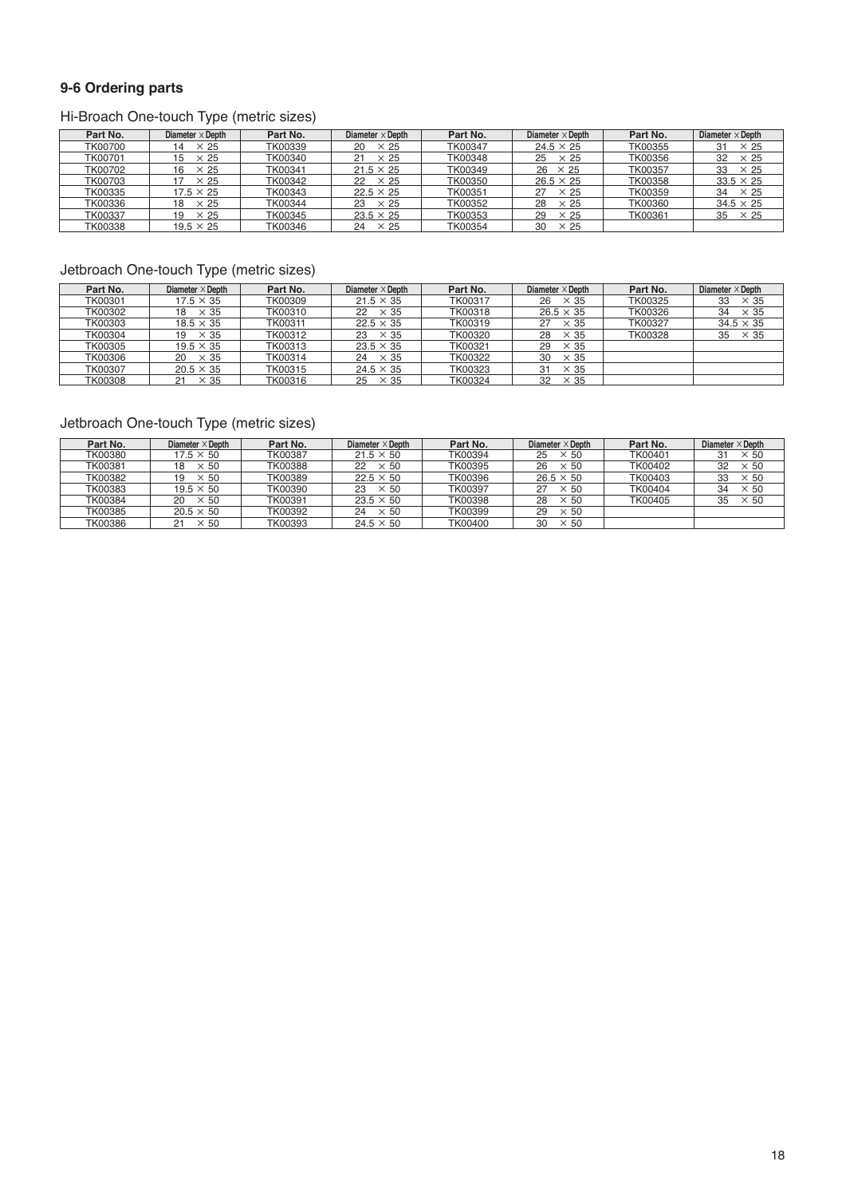## 9-6 Ordering parts

### Hi-Broach One-touch Type (metric sizes)

| Part No. | Diameter × Depth | Part No. | Diameter × Depth | Part No. | Diameter × Depth | Part No. | Diameter × Depth |
|---|---|---|---|---|---|---|---|
| TK00700 | 14 × 25 | TK00339 | 20 × 25 | TK00347 | 24.5 × 25 | TK00355 | 31 × 25 |
| TK00701 | 15 × 25 | TK00340 | 21 × 25 | TK00348 | 25 × 25 | TK00356 | 32 × 25 |
| TK00702 | 16 × 25 | TK00341 | 21.5 × 25 | TK00349 | 26 × 25 | TK00357 | 33 × 25 |
| TK00703 | 17 × 25 | TK00342 | 22 × 25 | TK00350 | 26.5 × 25 | TK00358 | 33.5 × 25 |
| TK00335 | 17.5 × 25 | TK00343 | 22.5 × 25 | TK00351 | 27 × 25 | TK00359 | 34 × 25 |
| TK00336 | 18 × 25 | TK00344 | 23 × 25 | TK00352 | 28 × 25 | TK00360 | 34.5 × 25 |
| TK00337 | 19 × 25 | TK00345 | 23.5 × 25 | TK00353 | 29 × 25 | TK00361 | 35 × 25 |
| TK00338 | 19.5 × 25 | TK00346 | 24 × 25 | TK00354 | 30 × 25 | | |

### Jetbroach One-touch Type (metric sizes)

| Part No. | Diameter × Depth | Part No. | Diameter × Depth | Part No. | Diameter × Depth | Part No. | Diameter × Depth |
|---|---|---|---|---|---|---|---|
| TK00301 | 17.5 × 35 | TK00309 | 21.5 × 35 | TK00317 | 26 × 35 | TK00325 | 33 × 35 |
| TK00302 | 18 × 35 | TK00310 | 22 × 35 | TK00318 | 26.5 × 35 | TK00326 | 34 × 35 |
| TK00303 | 18.5 × 35 | TK00311 | 22.5 × 35 | TK00319 | 27 × 35 | TK00327 | 34.5 × 35 |
| TK00304 | 19 × 35 | TK00312 | 23 × 35 | TK00320 | 28 × 35 | TK00328 | 35 × 35 |
| TK00305 | 19.5 × 35 | TK00313 | 23.5 × 35 | TK00321 | 29 × 35 | | |
| TK00306 | 20 × 35 | TK00314 | 24 × 35 | TK00322 | 30 × 35 | | |
| TK00307 | 20.5 × 35 | TK00315 | 24.5 × 35 | TK00323 | 31 × 35 | | |
| TK00308 | 21 × 35 | TK00316 | 25 × 35 | TK00324 | 32 × 35 | | |

### Jetbroach One-touch Type (metric sizes)

| Part No. | Diameter × Depth | Part No. | Diameter × Depth | Part No. | Diameter × Depth | Part No. | Diameter × Depth |
|---|---|---|---|---|---|---|---|
| TK00380 | 17.5 × 50 | TK00387 | 21.5 × 50 | TK00394 | 25 × 50 | TK00401 | 31 × 50 |
| TK00381 | 18 × 50 | TK00388 | 22 × 50 | TK00395 | 26 × 50 | TK00402 | 32 × 50 |
| TK00382 | 19 × 50 | TK00389 | 22.5 × 50 | TK00396 | 26.5 × 50 | TK00403 | 33 × 50 |
| TK00383 | 19.5 × 50 | TK00390 | 23 × 50 | TK00397 | 27 × 50 | TK00404 | 34 × 50 |
| TK00384 | 20 × 50 | TK00391 | 23.5 × 50 | TK00398 | 28 × 50 | TK00405 | 35 × 50 |
| TK00385 | 20.5 × 50 | TK00392 | 24 × 50 | TK00399 | 29 × 50 | | |
| TK00386 | 21 × 50 | TK00393 | 24.5 × 50 | TK00400 | 30 × 50 | | |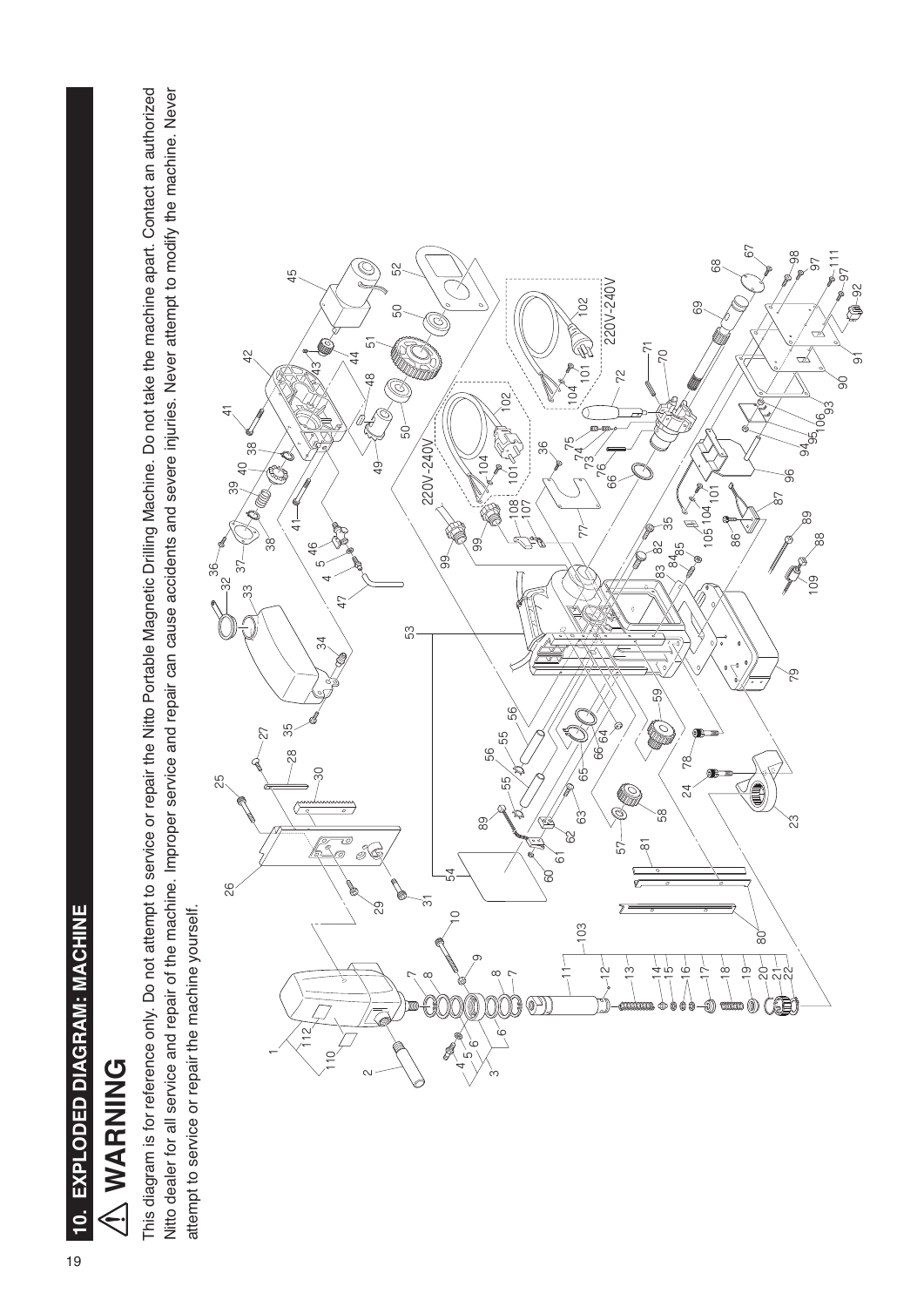# 10. EXPLODED DIAGRAM: MACHINE

## ⚠ WARNING

This diagram is for reference only. Do not attempt to service or repair the Nitto Portable Magnetic Drilling Machine. Do not take the machine apart. Contact an authorized Nitto dealer for all service and repair of the machine. Improper service and repair can cause accidents and severe injuries. Never attempt to modify the machine. Never attempt to service or repair the machine yourself.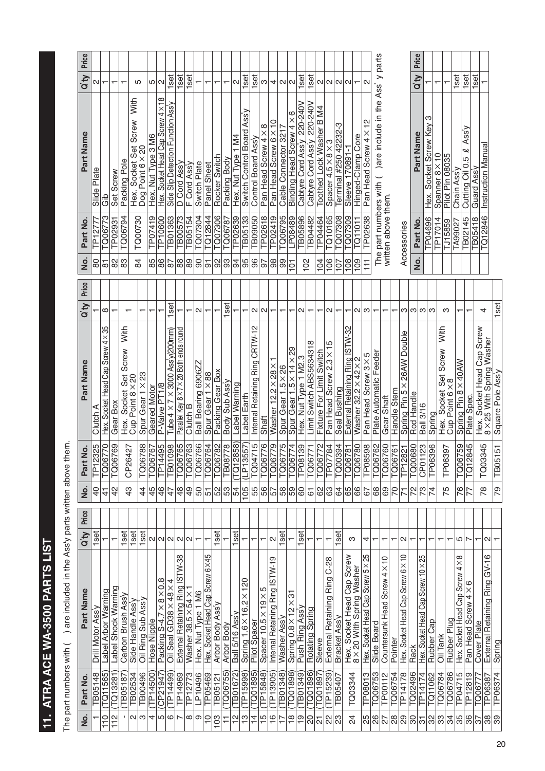# 11. ATRA ACE WA-3500 PARTS LIST

The part numbers with ( ) are included in the Ass'y parts written above them.

| No. | Part No. | Part Name | Q'ty | Price |
|---|---|---|---|---|
| 1 | TB05148 | Drill Motor Ass'y | 1set | |
| 110 | (TQ11565) | Label Arbor Warning | 1 | |
| 112 | (TQ13281) | Label Shock Warning | 1 | |
| - | (TB05187) | Carbon Brush Ass'y | 1set | |
| 2 | TB02534 | Side Handle Ass'y | 1set | |
| 3 | TB00496 | Oil Ring Sub Ass'y | 1set | |
| 4 | (TP14500) | Hose Nipple | 2 | |
| 5 | (CP21947) | Packing S-4.7×8×0.8 | 2 | |
| 6 | (TP14499) | Oil Seal GD38×48×4 | 2 | |
| 7 | TP14969 | External Retaining Ring ISTW-38 | 2 | |
| 8 | TP12773 | Washer 38.5×54×1 | 2 | |
| 9 | LP10496 | Hex. Nut Type 1 M6 | 1 | |
| 10 | TP05469 | Hex. Socket Head Cap Screw 6×45 | 1 | |
| 103 | TB05121 | Arbor Body Ass'y | 1set | |
| 11 | (TQ06750) | Arbor Body | 1 | |
| 12 | (TB01672) | Ball 5/16 Ass'y | 1set | |
| 13 | (TP15998) | Spring 1.6×16.2×120 | 1 | |
| 14 | (TQ01895) | Pilot Spacer | 1 | |
| 15 | (TP15848) | Spacer 10.5×19×5 | 1 | |
| 16 | (TP13905) | Internal Retaining Ring ISTW-19 | 2 | |
| 17 | (TB01348) | Washer Ass'y | 1set | |
| 18 | (TQ01898) | Spring 0.8×12×31 | 1 | |
| 19 | (TB01349) | Push Ring Ass'y | 1set | |
| 20 | (TQ01896) | Rotating Spring | 1 | |
| 21 | (TQ01897) | Sleeve | 1 | |
| 22 | (TP15239) | External Retaining Ring C-28 | 1 | |
| 23 | TB05407 | Bracket Ass'y | 1set | |
| 24 | TQ03344 | Hex. Socket Head Cap Screw 8×20 With Spring Washer | 3 | |
| 25 | TP08013 | Hex. Socket Head Cap Screw 5×25 | 4 | |
| 26 | TQ06753 | Slide Board | 1 | |
| 27 | TP00112 | Countersunk Head Screw 4×10 | 1 | |
| 28 | TQ06754 | Pointer | 1 | |
| 29 | TP14178 | Hex. Socket Head Cap Screw 6×10 | 2 | |
| 30 | TQ02496 | Rack | 1 | |
| 31 | TP14174 | Hex. Socket Head Cap Screw 10×25 | 1 | |
| 32 | TQ11062 | Rubber Cap | 1 | |
| 33 | TQ06784 | Oil Tank | 1 | |
| 34 | TQ06786 | Rubber Plug | 1 | |
| 35 | TP04715 | Hex. Socket Head Cap Screw 4×8 | 5 | |
| 36 | TP12819 | Pan Head Screw 4×6 | 7 | |
| 37 | TQ06777 | Cover Plate | 1 | |
| 38 | TP06387 | External Retaining Ring GV-16 | 2 | |
| 39 | TP06374 | Spring | 1 | |
| 40 | TP12325 | Clutch A | 1 | |
| 41 | TQ06770 | Hex. Socket Head Cap Screw 4×35 | 8 | |
| 42 | TQ06769 | Gear Box | 1 | |
| 43 | CP26427 | Hex. Socket Set Screw With Cup Point 8×20 | 1 | |
| 44 | TQ06788 | Spur Gear 1×23 | 1 | |
| 45 | TQ06767 | Geared Motor | 1 | |
| 46 | TP14495 | P-Valve PT1/8 | 1 | |
| 47 | TB01098 | Tube 4×7×3000 Ass'y(200mm) | 1set | |
| 48 | TQ06765 | Parallel Key 8×7×20 Both ends round | 1 | |
| 49 | TQ06763 | Clutch B | 1 | |
| 50 | TQ06766 | Ball Bearing 6906ZZ | 2 | |
| 51 | TQ06764 | Spur Gear 1×88 | 1 | |
| 52 | TQ06782 | Packing Gear Box | 1 | |
| 53 | TB08778 | Body Sub Ass'y | 1set | |
| 54 | (TQ12858) | Label Warning | 1 | |
| 105 | (LP13557) | Label Earth | 1 | |
| 55 | TQ04715 | Internal Retaining Ring CRTW-12 | 2 | |
| 56 | TQ06776 | Shaft | 2 | |
| 57 | TQ06779 | Washer 12.2×28×1 | 1 | |
| 58 | TQ06775 | Spur Gear 1.5×26 | 1 | |
| 59 | TQ06774 | Spur Gear 1.5×14×29 | 1 | |
| 60 | TP08139 | Hex. Nut Type 1 M2.3 | 2 | |
| 61 | TQ06771 | Limit Switch ABS5634318 | 1 | |
| 62 | TQ06772 | Fixture For Limit Switch | 1 | |
| 63 | TP07784 | Pan Head Screw 2.3×15 | 2 | |
| 64 | TQ00394 | Seal Bushing | 1 | |
| 65 | TQ06781 | External Retaining Ring ISTW-32 | 1 | |
| 66 | TQ06780 | Washer 32.2×42×2 | 2 | |
| 67 | TP08598 | Pan Head Screw 3×5 | 3 | |
| 68 | TQ06762 | Plate Automatic Feeder | 1 | |
| 69 | TQ06760 | Gear Shaft | 1 | |
| 70 | TQ06761 | Handle Stem | 1 | |
| 71 | TP12821 | Spring Pin 5×26AW Double | 3 | |
| 72 | TQ00680 | Rod Handle | 3 | |
| 73 | CP01123 | Ball 3/16 | 3 | |
| 74 | TP06396 | Spring | 3 | |
| 75 | TP06397 | Hex. Socket Set Screw With Cup Point 6×8 | 3 | |
| 76 | TQ06759 | Spring Pin 8×40AW | 1 | |
| 77 | TQ12845 | Plate Spec. | 1 | |
| 78 | TQ03345 | Hex. Socket Head Cap Screw 8×25 With Spring Washer | 4 | |
| 79 | TB05151 | Square Pole Ass'y | 1set | |
| 80 | TP12777 | Slide Plate | 2 | |
| 81 | TQ06773 | Gib | 1 | |
| 82 | TP02931 | Set Screw | 1 | |
| 83 | TQ06794 | Packing Pole | 1 | |
| 84 | TQ00730 | Hex. Socket Set Screw With Dog Point 6×20 | 5 | |
| 85 | TP07419 | Hex. Nut Type 3 M6 | 5 | |
| 86 | TP10600 | Hex. Socket Head Cap Screw 4×18 | 2 | |
| 87 | TB01363 | Side Slip Detection Function Ass'y | 1set | |
| 88 | TB00573 | D Cord Ass'y | 1set | |
| 89 | TB05154 | F Cord Ass'y | 1set | |
| 90 | TQ07304 | Switch Plate | 1 | |
| 91 | TQ12844 | Panel Sheet | 1 | |
| 92 | TQ07306 | Rocker Switch | 1 | |
| 93 | TQ06787 | Packing Body | 1 | |
| 94 | TP02639 | Hex. Nut Type 1 M4 | 2 | |
| 95 | TB05133 | Switch Control Board Ass'y | 1set | |
| 96 | TB09050 | Control Board Assy | 1set | |
| 97 | TP02618 | Pan Head Screw 4×8 | 3 | |
| 98 | TP02419 | Pan Head Screw 6×10 | 4 | |
| 99 | TQ06795 | Cable Connector 3217 | 2 | |
| 101 | LP08489 | Binding Head Screw 4×6 | 2 | |
| 102 | TB05896 | Cabtyre Cord Ass'y 220-240V | 1set | |
| 102 | TB04482 | Cabtyre Cord Ass'y 220-240V | 1set | |
| 104 | TP04464 | Toothed Lock Washer B M4 | 2 | |
| 106 | TQ10165 | Spacer 4.5×8×3 | 2 | |
| 107 | TQ07308 | Terminal #250 42232-3 | 2 | |
| 108 | TQ07309 | Sleeve 170891-1 | 2 | |
| 109 | TQ11011 | Hinged-Clamp Core | 1 | |
| 111 | TP02638 | Pan Head Screw 4×12 | 2 | |

The part numbers with ( ) are include in the Ass'y parts written above them.

Accessories

| No. | Part No. | Part Name | Q'ty | Price |
|---|---|---|---|---|
| | TP04696 | Hex. Socket Screw Key 3 | 1 | |
| | TP17014 | Spanner 8×10 | 1 | |
| | TJ15859 | Pilot Pin 08035 | 1 | |
| | TA99027 | Chain Ass'y | 1set | |
| | TB02145 | Cutting Oil 0.5 ℓ Ass'y | 1set | |
| | TB05418 | Guard Ass'y | 1set | |
| | TQ12846 | Instruction Manual | 1 | |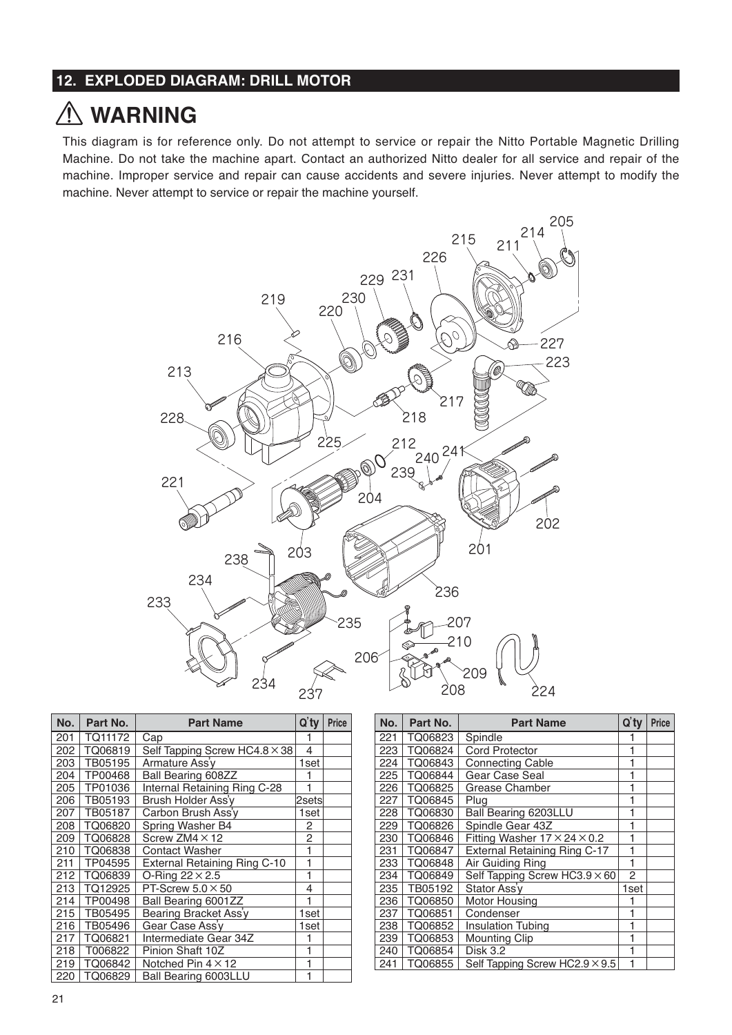## 12. EXPLODED DIAGRAM: DRILL MOTOR

# ⚠ WARNING

This diagram is for reference only. Do not attempt to service or repair the Nitto Portable Magnetic Drilling Machine. Do not take the machine apart. Contact an authorized Nitto dealer for all service and repair of the machine. Improper service and repair can cause accidents and severe injuries. Never attempt to modify the machine. Never attempt to service or repair the machine yourself.

| No. | Part No. | Part Name | Q'ty | Price |
|---|---|---|---|---|
| 201 | TQ11172 | Cap | 1 | |
| 202 | TQ06819 | Self Tapping Screw HC4.8 × 38 | 4 | |
| 203 | TB05195 | Armature Ass'y | 1set | |
| 204 | TP00468 | Ball Bearing 608ZZ | 1 | |
| 205 | TP01036 | Internal Retaining Ring C-28 | 1 | |
| 206 | TB05193 | Brush Holder Ass'y | 2sets | |
| 207 | TB05187 | Carbon Brush Ass'y | 1set | |
| 208 | TQ06820 | Spring Washer B4 | 2 | |
| 209 | TQ06828 | Screw ZM4 × 12 | 2 | |
| 210 | TQ06838 | Contact Washer | 1 | |
| 211 | TP04595 | External Retaining Ring C-10 | 1 | |
| 212 | TQ06839 | O-Ring 22 × 2.5 | 1 | |
| 213 | TQ12925 | PT-Screw 5.0 × 50 | 4 | |
| 214 | TP00498 | Ball Bearing 6001ZZ | 1 | |
| 215 | TB05495 | Bearing Bracket Ass'y | 1set | |
| 216 | TB05496 | Gear Case Ass'y | 1set | |
| 217 | TQ06821 | Intermediate Gear 34Z | 1 | |
| 218 | T006822 | Pinion Shaft 10Z | 1 | |
| 219 | TQ06842 | Notched Pin 4 × 12 | 1 | |
| 220 | TQ06829 | Ball Bearing 6003LLU | 1 | |

| No. | Part No. | Part Name | Q'ty | Price |
|---|---|---|---|---|
| 221 | TQ06823 | Spindle | 1 | |
| 223 | TQ06824 | Cord Protector | 1 | |
| 224 | TQ06843 | Connecting Cable | 1 | |
| 225 | TQ06844 | Gear Case Seal | 1 | |
| 226 | TQ06825 | Grease Chamber | 1 | |
| 227 | TQ06845 | Plug | 1 | |
| 228 | TQ06830 | Ball Bearing 6203LLU | 1 | |
| 229 | TQ06826 | Spindle Gear 43Z | 1 | |
| 230 | TQ06846 | Fitting Washer 17 × 24 × 0.2 | 1 | |
| 231 | TQ06847 | External Retaining Ring C-17 | 1 | |
| 233 | TQ06848 | Air Guiding Ring | 1 | |
| 234 | TQ06849 | Self Tapping Screw HC3.9 × 60 | 2 | |
| 235 | TB05192 | Stator Ass'y | 1set | |
| 236 | TQ06850 | Motor Housing | 1 | |
| 237 | TQ06851 | Condenser | 1 | |
| 238 | TQ06852 | Insulation Tubing | 1 | |
| 239 | TQ06853 | Mounting Clip | 1 | |
| 240 | TQ06854 | Disk 3.2 | 1 | |
| 241 | TQ06855 | Self Tapping Screw HC2.9 × 9.5 | 1 | |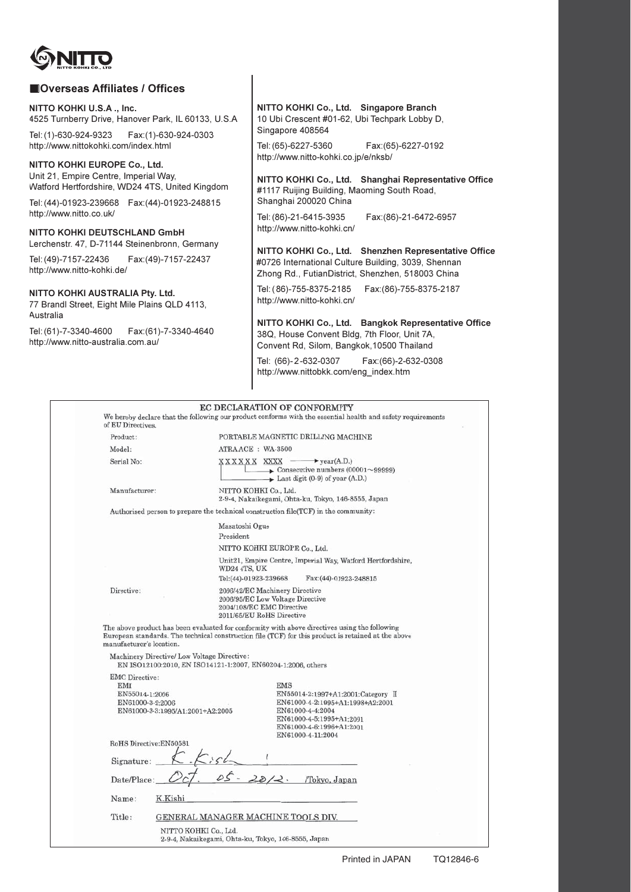NITTO KOHKI CO., LTD

## ■Overseas Affiliates / Offices

**NITTO KOHKI U.S.A ., Inc.**
4525 Turnberry Drive, Hanover Park, IL 60133, U.S.A

Tel: (1)-630-924-9323 Fax:(1)-630-924-0303
http://www.nittokohki.com/index.html

**NITTO KOHKI EUROPE Co., Ltd.**
Unit 21, Empire Centre, Imperial Way,
Watford Hertfordshire, WD24 4TS, United Kingdom

Tel: (44)-01923-239668 Fax:(44)-01923-248815
http://www.nitto.co.uk/

**NITTO KOHKI DEUTSCHLAND GmbH**
Lerchenstr. 47, D-71144 Steinenbronn, Germany

Tel: (49)-7157-22436 Fax:(49)-7157-22437
http://www.nitto-kohki.de/

**NITTO KOHKI AUSTRALIA Pty. Ltd.**
77 Brandl Street, Eight Mile Plains QLD 4113,
Australia

Tel: (61)-7-3340-4600 Fax:(61)-7-3340-4640
http://www.nitto-australia.com.au/

**NITTO KOHKI Co., Ltd. Singapore Branch**
10 Ubi Crescent #01-62, Ubi Techpark Lobby D,
Singapore 408564

Tel: (65)-6227-5360 Fax:(65)-6227-0192
http://www.nitto-kohki.co.jp/e/nksb/

**NITTO KOHKI Co., Ltd. Shanghai Representative Office**
#1117 Ruijing Building, Maoming South Road,
Shanghai 200020 China

Tel: (86)-21-6415-3935 Fax:(86)-21-6472-6957
http://www.nitto-kohki.cn/

**NITTO KOHKI Co., Ltd. Shenzhen Representative Office**
#0726 International Culture Building, 3039, Shennan
Zhong Rd., FutianDistrict, Shenzhen, 518003 China

Tel: (86)-755-8375-2185 Fax:(86)-755-8375-2187
http://www.nitto-kohki.cn/

**NITTO KOHKI Co., Ltd. Bangkok Representative Office**
38Q, House Convent Bldg, 7th Floor, Unit 7A,
Convent Rd, Silom, Bangkok,10500 Thailand

Tel: (66)-2-632-0307 Fax:(66)-2-632-0308
http://www.nittobkk.com/eng_index.htm

## EC DECLARATION OF CONFORMITY

We hereby declare that the following our product conforms with the essential health and safety requirements of EU Directives.

| | |
|---|---|
| Product: | PORTABLE MAGNETIC DRILLING MACHINE |
| Model: | ATRAACE : WA-3500 |
| Serial No: | XXXXXX XXXX → year(A.D.)<br>→ Consecutive numbers (00001~99999)<br>→ Last digit (0-9) of year (A.D.) |
| Manufacturer: | NITTO KOHKI Co., Ltd.<br>2-9-4, Nakaikegami, Ohta-ku, Tokyo, 146-8555, Japan |

Authorised person to prepare the technical construction file(TCF) in the community:

Masatoshi Ogue
President
NITTO KOHKI EUROPE Co., Ltd.
Unit21, Empire Centre, Imperial Way, Watford Hertfordshire, WD24 4TS, UK
Tel:(44)-01923-239668 Fax:(44)-01923-248815

Directive:
2006/42/EC Machinery Directive
2006/95/EC Low Voltage Directive
2004/108/EC EMC Directive
2011/65/EU RoHS Directive

The above product has been evaluated for conformity with above directives using the following European standards. The technical construction file (TCF) for this product is retained at the above manufacturer's location.

Machinery Directive/ Low Voltage Directive:
EN ISO12100:2010, EN ISO14121-1:2007, EN60204-1:2006, others

EMC Directive:

| EMI | EMS |
|---|---|
| EN55014-1:2006 | EN55014-2:1997+A1:2001:Category II |
| EN61000-3-2:2006 | EN61000-4-2:1995+A1:1998+A2:2001 |
| EN61000-3-3:1995/A1:2001+A2:2005 | EN61000-4-4:2004 |
| | EN61000-4-5:1995+A1:2001 |
| | EN61000-4-6:1996+A1:2001 |
| | EN61000-4-11:2004 |

RoHS Directive:EN50581

Signature: K.Kishi

Date/Place: Oct. 05-2012. /Tokyo, Japan

Name: K.Kishi

Title: GENERAL MANAGER MACHINE TOOLS DIV.

NITTO KOHKI Co., Ltd.
2-9-4, Nakaikegami, Ohta-ku, Tokyo, 146-8555, Japan

Printed in JAPAN TQ12846-6